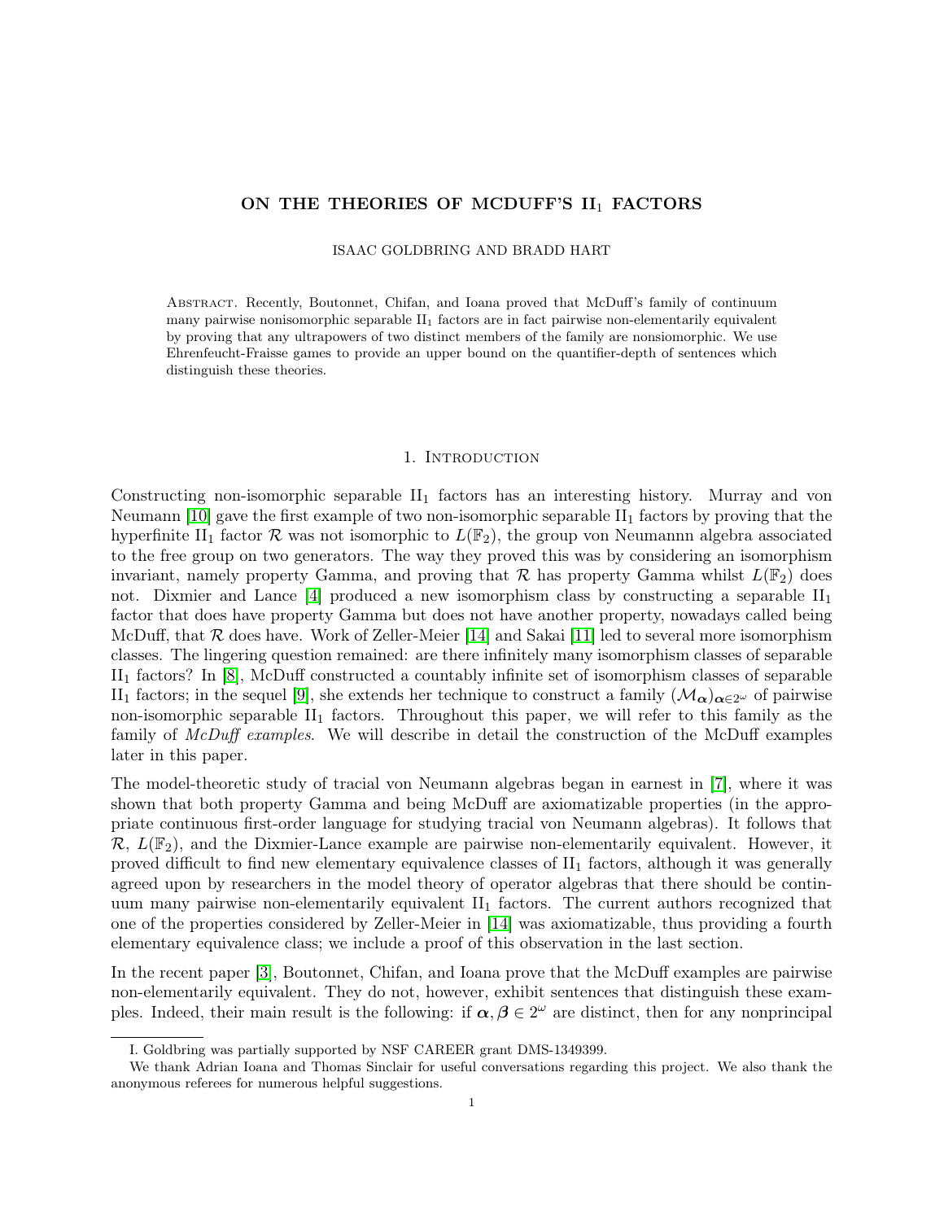# ON THE THEORIES OF MCDUFF'S II$_1$ FACTORS

ISAAC GOLDBRING AND BRADD HART

Abstract. Recently, Boutonnet, Chifan, and Ioana proved that McDuff's family of continuum many pairwise nonisomorphic separable II$_1$ factors are in fact pairwise non-elementarily equivalent by proving that any ultrapowers of two distinct members of the family are nonsiomorphic. We use Ehrenfeucht-Fraisse games to provide an upper bound on the quantifier-depth of sentences which distinguish these theories.

## 1. Introduction

Constructing non-isomorphic separable II$_1$ factors has an interesting history. Murray and von Neumann [10] gave the first example of two non-isomorphic separable II$_1$ factors by proving that the hyperfinite II$_1$ factor $\mathcal{R}$ was not isomorphic to $L(\mathbb{F}_2)$, the group von Neumannn algebra associated to the free group on two generators. The way they proved this was by considering an isomorphism invariant, namely property Gamma, and proving that $\mathcal{R}$ has property Gamma whilst $L(\mathbb{F}_2)$ does not. Dixmier and Lance [4] produced a new isomorphism class by constructing a separable II$_1$ factor that does have property Gamma but does not have another property, nowadays called being McDuff, that $\mathcal{R}$ does have. Work of Zeller-Meier [14] and Sakai [11] led to several more isomorphism classes. The lingering question remained: are there infinitely many isomorphism classes of separable II$_1$ factors? In [8], McDuff constructed a countably infinite set of isomorphism classes of separable II$_1$ factors; in the sequel [9], she extends her technique to construct a family $(\mathcal{M}_{\boldsymbol{\alpha}})_{\boldsymbol{\alpha}\in 2^\omega}$ of pairwise non-isomorphic separable II$_1$ factors. Throughout this paper, we will refer to this family as the family of *McDuff examples*. We will describe in detail the construction of the McDuff examples later in this paper.

The model-theoretic study of tracial von Neumann algebras began in earnest in [7], where it was shown that both property Gamma and being McDuff are axiomatizable properties (in the appropriate continuous first-order language for studying tracial von Neumann algebras). It follows that $\mathcal{R}$, $L(\mathbb{F}_2)$, and the Dixmier-Lance example are pairwise non-elementarily equivalent. However, it proved difficult to find new elementary equivalence classes of II$_1$ factors, although it was generally agreed upon by researchers in the model theory of operator algebras that there should be continuum many pairwise non-elementarily equivalent II$_1$ factors. The current authors recognized that one of the properties considered by Zeller-Meier in [14] was axiomatizable, thus providing a fourth elementary equivalence class; we include a proof of this observation in the last section.

In the recent paper [3], Boutonnet, Chifan, and Ioana prove that the McDuff examples are pairwise non-elementarily equivalent. They do not, however, exhibit sentences that distinguish these examples. Indeed, their main result is the following: if $\boldsymbol{\alpha}, \boldsymbol{\beta} \in 2^\omega$ are distinct, then for any nonprincipal

I. Goldbring was partially supported by NSF CAREER grant DMS-1349399.

We thank Adrian Ioana and Thomas Sinclair for useful conversations regarding this project. We also thank the anonymous referees for numerous helpful suggestions.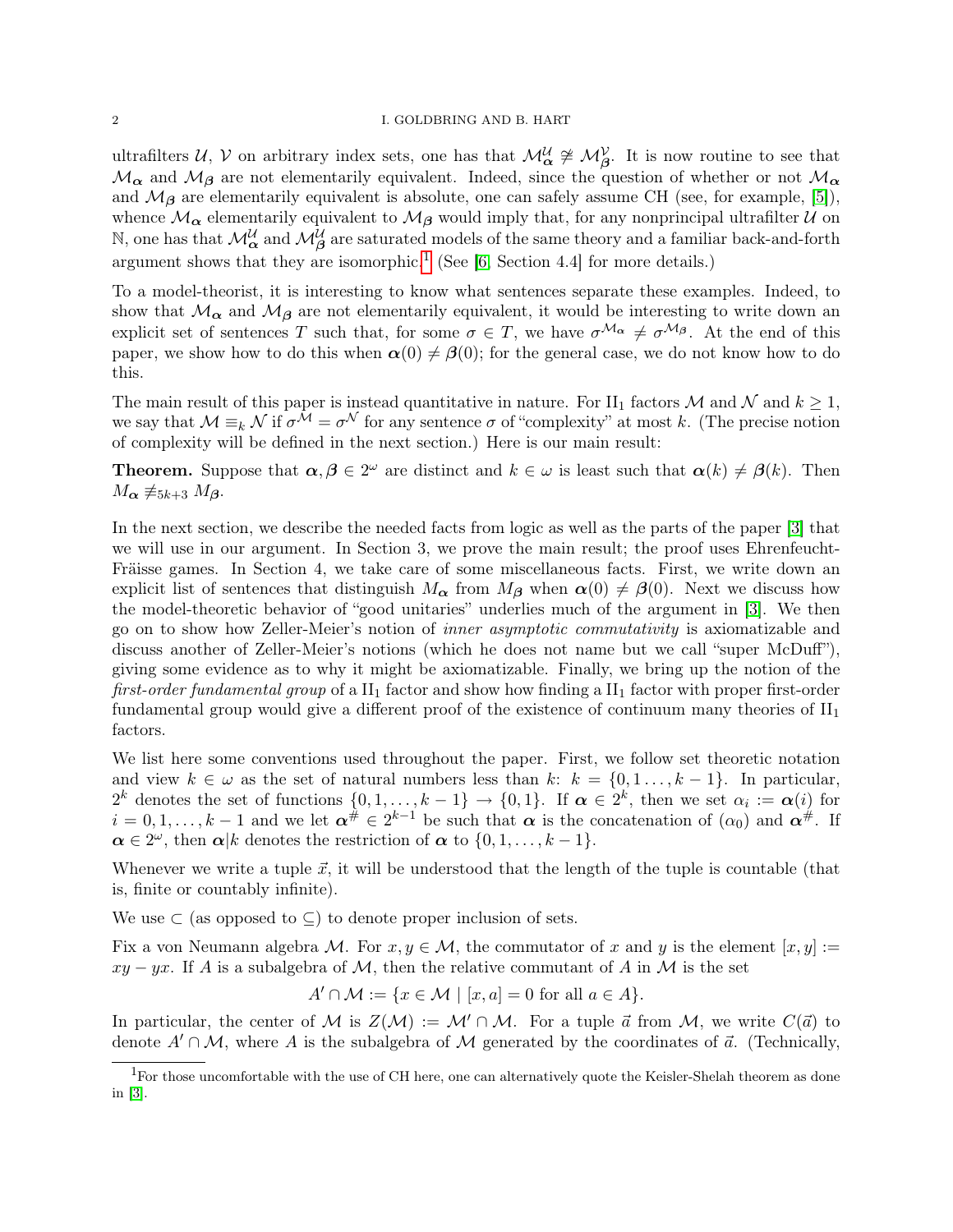ultrafilters $\mathcal{U}$, $\mathcal{V}$ on arbitrary index sets, one has that $\mathcal{M}_{\boldsymbol{\alpha}}^{\mathcal{U}} \not\cong \mathcal{M}_{\boldsymbol{\beta}}^{\mathcal{V}}$. It is now routine to see that $\mathcal{M}_{\boldsymbol{\alpha}}$ and $\mathcal{M}_{\boldsymbol{\beta}}$ are not elementarily equivalent. Indeed, since the question of whether or not $\mathcal{M}_{\boldsymbol{\alpha}}$ and $\mathcal{M}_{\boldsymbol{\beta}}$ are elementarily equivalent is absolute, one can safely assume CH (see, for example, [5]), whence $\mathcal{M}_{\boldsymbol{\alpha}}$ elementarily equivalent to $\mathcal{M}_{\boldsymbol{\beta}}$ would imply that, for any nonprincipal ultrafilter $\mathcal{U}$ on $\mathbb{N}$, one has that $\mathcal{M}_{\boldsymbol{\alpha}}^{\mathcal{U}}$ and $\mathcal{M}_{\boldsymbol{\beta}}^{\mathcal{U}}$ are saturated models of the same theory and a familiar back-and-forth argument shows that they are isomorphic.[1] (See [6, Section 4.4] for more details.)

To a model-theorist, it is interesting to know what sentences separate these examples. Indeed, to show that $\mathcal{M}_{\boldsymbol{\alpha}}$ and $\mathcal{M}_{\boldsymbol{\beta}}$ are not elementarily equivalent, it would be interesting to write down an explicit set of sentences $T$ such that, for some $\sigma \in T$, we have $\sigma^{\mathcal{M}_{\boldsymbol{\alpha}}} \neq \sigma^{\mathcal{M}_{\boldsymbol{\beta}}}$. At the end of this paper, we show how to do this when $\boldsymbol{\alpha}(0) \neq \boldsymbol{\beta}(0)$; for the general case, we do not know how to do this.

The main result of this paper is instead quantitative in nature. For $\mathrm{II}_1$ factors $\mathcal{M}$ and $\mathcal{N}$ and $k \geq 1$, we say that $\mathcal{M} \equiv_k \mathcal{N}$ if $\sigma^{\mathcal{M}} = \sigma^{\mathcal{N}}$ for any sentence $\sigma$ of "complexity" at most $k$. (The precise notion of complexity will be defined in the next section.) Here is our main result:

**Theorem.** Suppose that $\boldsymbol{\alpha}, \boldsymbol{\beta} \in 2^{\omega}$ are distinct and $k \in \omega$ is least such that $\boldsymbol{\alpha}(k) \neq \boldsymbol{\beta}(k)$. Then $M_{\boldsymbol{\alpha}} \not\equiv_{5k+3} M_{\boldsymbol{\beta}}$.

In the next section, we describe the needed facts from logic as well as the parts of the paper [3] that we will use in our argument. In Section 3, we prove the main result; the proof uses Ehrenfeucht-Fraïsse games. In Section 4, we take care of some miscellaneous facts. First, we write down an explicit list of sentences that distinguish $M_{\boldsymbol{\alpha}}$ from $M_{\boldsymbol{\beta}}$ when $\boldsymbol{\alpha}(0) \neq \boldsymbol{\beta}(0)$. Next we discuss how the model-theoretic behavior of "good unitaries" underlies much of the argument in [3]. We then go on to show how Zeller-Meier's notion of *inner asymptotic commutativity* is axiomatizable and discuss another of Zeller-Meier's notions (which he does not name but we call "super McDuff"), giving some evidence as to why it might be axiomatizable. Finally, we bring up the notion of the *first-order fundamental group* of a $\mathrm{II}_1$ factor and show how finding a $\mathrm{II}_1$ factor with proper first-order fundamental group would give a different proof of the existence of continuum many theories of $\mathrm{II}_1$ factors.

We list here some conventions used throughout the paper. First, we follow set theoretic notation and view $k \in \omega$ as the set of natural numbers less than $k$: $k = \{0, 1 \ldots, k-1\}$. In particular, $2^k$ denotes the set of functions $\{0, 1, \ldots, k-1\} \to \{0, 1\}$. If $\boldsymbol{\alpha} \in 2^k$, then we set $\alpha_i := \boldsymbol{\alpha}(i)$ for $i = 0, 1, \ldots, k-1$ and we let $\boldsymbol{\alpha}^{\#} \in 2^{k-1}$ be such that $\boldsymbol{\alpha}$ is the concatenation of $(\alpha_0)$ and $\boldsymbol{\alpha}^{\#}$. If $\boldsymbol{\alpha} \in 2^{\omega}$, then $\boldsymbol{\alpha}|k$ denotes the restriction of $\boldsymbol{\alpha}$ to $\{0, 1, \ldots, k-1\}$.

Whenever we write a tuple $\vec{x}$, it will be understood that the length of the tuple is countable (that is, finite or countably infinite).

We use $\subset$ (as opposed to $\subseteq$) to denote proper inclusion of sets.

Fix a von Neumann algebra $\mathcal{M}$. For $x, y \in \mathcal{M}$, the commutator of $x$ and $y$ is the element $[x, y] := xy - yx$. If $A$ is a subalgebra of $\mathcal{M}$, then the relative commutant of $A$ in $\mathcal{M}$ is the set

$$A' \cap \mathcal{M} := \{x \in \mathcal{M} \mid [x, a] = 0 \text{ for all } a \in A\}.$$

In particular, the center of $\mathcal{M}$ is $Z(\mathcal{M}) := \mathcal{M}' \cap \mathcal{M}$. For a tuple $\vec{a}$ from $\mathcal{M}$, we write $C(\vec{a})$ to denote $A' \cap \mathcal{M}$, where $A$ is the subalgebra of $\mathcal{M}$ generated by the coordinates of $\vec{a}$. (Technically,

[1] For those uncomfortable with the use of CH here, one can alternatively quote the Keisler-Shelah theorem as done in [3].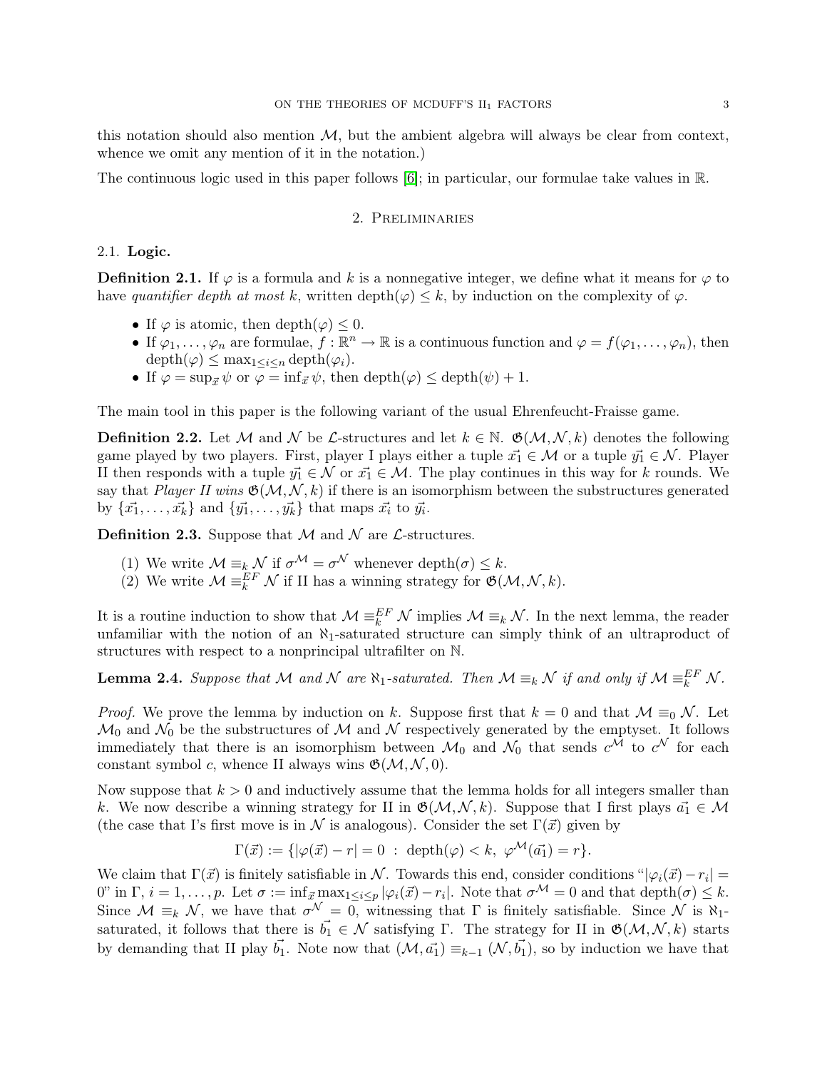this notation should also mention $\mathcal{M}$, but the ambient algebra will always be clear from context, whence we omit any mention of it in the notation.)

The continuous logic used in this paper follows [6]; in particular, our formulae take values in $\mathbb{R}$.

## 2. Preliminaries

### 2.1. Logic.

**Definition 2.1.** If $\varphi$ is a formula and $k$ is a nonnegative integer, we define what it means for $\varphi$ to have *quantifier depth at most* $k$, written $\operatorname{depth}(\varphi) \leq k$, by induction on the complexity of $\varphi$.

- If $\varphi$ is atomic, then $\operatorname{depth}(\varphi) \leq 0$.
- If $\varphi_1, \ldots, \varphi_n$ are formulae, $f : \mathbb{R}^n \to \mathbb{R}$ is a continuous function and $\varphi = f(\varphi_1, \ldots, \varphi_n)$, then $\operatorname{depth}(\varphi) \leq \max_{1 \leq i \leq n} \operatorname{depth}(\varphi_i)$.
- If $\varphi = \sup_{\vec{x}} \psi$ or $\varphi = \inf_{\vec{x}} \psi$, then $\operatorname{depth}(\varphi) \leq \operatorname{depth}(\psi) + 1$.

The main tool in this paper is the following variant of the usual Ehrenfeucht-Fraisse game.

**Definition 2.2.** Let $\mathcal{M}$ and $\mathcal{N}$ be $\mathcal{L}$-structures and let $k \in \mathbb{N}$. $\mathfrak{G}(\mathcal{M}, \mathcal{N}, k)$ denotes the following game played by two players. First, player I plays either a tuple $\vec{x_1} \in \mathcal{M}$ or a tuple $\vec{y_1} \in \mathcal{N}$. Player II then responds with a tuple $\vec{y_1} \in \mathcal{N}$ or $\vec{x_1} \in \mathcal{M}$. The play continues in this way for $k$ rounds. We say that *Player II wins* $\mathfrak{G}(\mathcal{M}, \mathcal{N}, k)$ if there is an isomorphism between the substructures generated by $\{\vec{x_1}, \ldots, \vec{x_k}\}$ and $\{\vec{y_1}, \ldots, \vec{y_k}\}$ that maps $\vec{x_i}$ to $\vec{y_i}$.

**Definition 2.3.** Suppose that $\mathcal{M}$ and $\mathcal{N}$ are $\mathcal{L}$-structures.

1. We write $\mathcal{M} \equiv_k \mathcal{N}$ if $\sigma^{\mathcal{M}} = \sigma^{\mathcal{N}}$ whenever $\operatorname{depth}(\sigma) \leq k$.
2. We write $\mathcal{M} \equiv_k^{EF} \mathcal{N}$ if II has a winning strategy for $\mathfrak{G}(\mathcal{M}, \mathcal{N}, k)$.

It is a routine induction to show that $\mathcal{M} \equiv_k^{EF} \mathcal{N}$ implies $\mathcal{M} \equiv_k \mathcal{N}$. In the next lemma, the reader unfamiliar with the notion of an $\aleph_1$-saturated structure can simply think of an ultraproduct of structures with respect to a nonprincipal ultrafilter on $\mathbb{N}$.

**Lemma 2.4.** *Suppose that $\mathcal{M}$ and $\mathcal{N}$ are $\aleph_1$-saturated. Then $\mathcal{M} \equiv_k \mathcal{N}$ if and only if $\mathcal{M} \equiv_k^{EF} \mathcal{N}$.*

*Proof.* We prove the lemma by induction on $k$. Suppose first that $k = 0$ and that $\mathcal{M} \equiv_0 \mathcal{N}$. Let $\mathcal{M}_0$ and $\mathcal{N}_0$ be the substructures of $\mathcal{M}$ and $\mathcal{N}$ respectively generated by the emptyset. It follows immediately that there is an isomorphism between $\mathcal{M}_0$ and $\mathcal{N}_0$ that sends $c^{\mathcal{M}}$ to $c^{\mathcal{N}}$ for each constant symbol $c$, whence II always wins $\mathfrak{G}(\mathcal{M}, \mathcal{N}, 0)$.

Now suppose that $k > 0$ and inductively assume that the lemma holds for all integers smaller than $k$. We now describe a winning strategy for II in $\mathfrak{G}(\mathcal{M}, \mathcal{N}, k)$. Suppose that I first plays $\vec{a_1} \in \mathcal{M}$ (the case that I's first move is in $\mathcal{N}$ is analogous). Consider the set $\Gamma(\vec{x})$ given by

$$\Gamma(\vec{x}) := \{|\varphi(\vec{x}) - r| = 0 \ : \ \operatorname{depth}(\varphi) < k, \ \varphi^{\mathcal{M}}(\vec{a_1}) = r\}.$$

We claim that $\Gamma(\vec{x})$ is finitely satisfiable in $\mathcal{N}$. Towards this end, consider conditions "$|\varphi_i(\vec{x}) - r_i| = 0$" in $\Gamma$, $i = 1, \ldots, p$. Let $\sigma := \inf_{\vec{x}} \max_{1 \leq i \leq p} |\varphi_i(\vec{x}) - r_i|$. Note that $\sigma^{\mathcal{M}} = 0$ and that $\operatorname{depth}(\sigma) \leq k$. Since $\mathcal{M} \equiv_k \mathcal{N}$, we have that $\sigma^{\mathcal{N}} = 0$, witnessing that $\Gamma$ is finitely satisfiable. Since $\mathcal{N}$ is $\aleph_1$-saturated, it follows that there is $\vec{b_1} \in \mathcal{N}$ satisfying $\Gamma$. The strategy for II in $\mathfrak{G}(\mathcal{M}, \mathcal{N}, k)$ starts by demanding that II play $\vec{b_1}$. Note now that $(\mathcal{M}, \vec{a_1}) \equiv_{k-1} (\mathcal{N}, \vec{b_1})$, so by induction we have that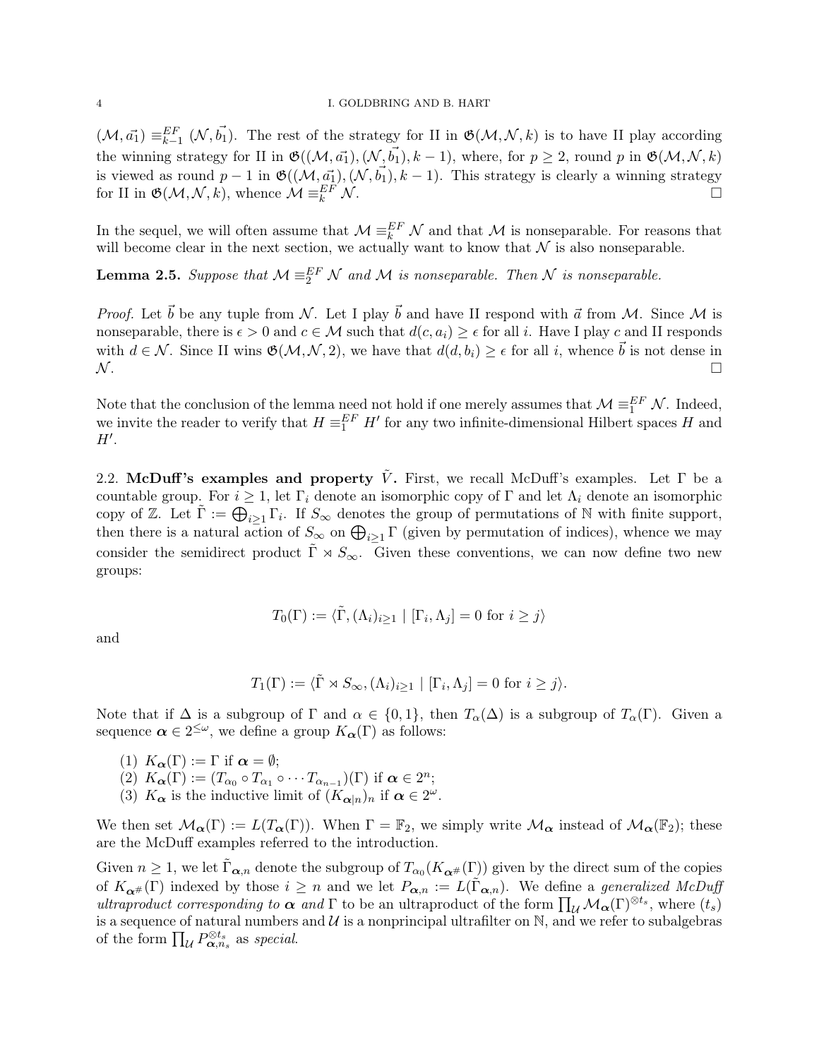$(\mathcal{M}, \vec{a_1}) \equiv^{EF}_{k-1} (\mathcal{N}, \vec{b_1})$. The rest of the strategy for II in $\mathfrak{G}(\mathcal{M}, \mathcal{N}, k)$ is to have II play according the winning strategy for II in $\mathfrak{G}((\mathcal{M}, \vec{a_1}), (\mathcal{N}, \vec{b_1}), k-1)$, where, for $p \geq 2$, round $p$ in $\mathfrak{G}(\mathcal{M}, \mathcal{N}, k)$ is viewed as round $p-1$ in $\mathfrak{G}((\mathcal{M}, \vec{a_1}), (\mathcal{N}, \vec{b_1}), k-1)$. This strategy is clearly a winning strategy for II in $\mathfrak{G}(\mathcal{M}, \mathcal{N}, k)$, whence $\mathcal{M} \equiv^{EF}_k \mathcal{N}$. □

In the sequel, we will often assume that $\mathcal{M} \equiv^{EF}_k \mathcal{N}$ and that $\mathcal{M}$ is nonseparable. For reasons that will become clear in the next section, we actually want to know that $\mathcal{N}$ is also nonseparable.

**Lemma 2.5.** *Suppose that $\mathcal{M} \equiv^{EF}_2 \mathcal{N}$ and $\mathcal{M}$ is nonseparable. Then $\mathcal{N}$ is nonseparable.*

*Proof.* Let $\vec{b}$ be any tuple from $\mathcal{N}$. Let I play $\vec{b}$ and have II respond with $\vec{a}$ from $\mathcal{M}$. Since $\mathcal{M}$ is nonseparable, there is $\epsilon > 0$ and $c \in \mathcal{M}$ such that $d(c, a_i) \geq \epsilon$ for all $i$. Have I play $c$ and II responds with $d \in \mathcal{N}$. Since II wins $\mathfrak{G}(\mathcal{M}, \mathcal{N}, 2)$, we have that $d(d, b_i) \geq \epsilon$ for all $i$, whence $\vec{b}$ is not dense in $\mathcal{N}$. □

Note that the conclusion of the lemma need not hold if one merely assumes that $\mathcal{M} \equiv^{EF}_1 \mathcal{N}$. Indeed, we invite the reader to verify that $H \equiv^{EF}_1 H'$ for any two infinite-dimensional Hilbert spaces $H$ and $H'$.

2.2. **McDuff's examples and property $\tilde{V}$.** First, we recall McDuff's examples. Let $\Gamma$ be a countable group. For $i \geq 1$, let $\Gamma_i$ denote an isomorphic copy of $\Gamma$ and let $\Lambda_i$ denote an isomorphic copy of $\mathbb{Z}$. Let $\tilde{\Gamma} := \bigoplus_{i \geq 1} \Gamma_i$. If $S_\infty$ denotes the group of permutations of $\mathbb{N}$ with finite support, then there is a natural action of $S_\infty$ on $\bigoplus_{i \geq 1} \Gamma$ (given by permutation of indices), whence we may consider the semidirect product $\tilde{\Gamma} \rtimes S_\infty$. Given these conventions, we can now define two new groups:

$$T_0(\Gamma) := \langle \tilde{\Gamma}, (\Lambda_i)_{i \geq 1} \mid [\Gamma_i, \Lambda_j] = 0 \text{ for } i \geq j \rangle$$

and

$$T_1(\Gamma) := \langle \tilde{\Gamma} \rtimes S_\infty, (\Lambda_i)_{i \geq 1} \mid [\Gamma_i, \Lambda_j] = 0 \text{ for } i \geq j \rangle.$$

Note that if $\Delta$ is a subgroup of $\Gamma$ and $\alpha \in \{0, 1\}$, then $T_\alpha(\Delta)$ is a subgroup of $T_\alpha(\Gamma)$. Given a sequence $\boldsymbol{\alpha} \in 2^{\leq \omega}$, we define a group $K_{\boldsymbol{\alpha}}(\Gamma)$ as follows:

(1) $K_{\boldsymbol{\alpha}}(\Gamma) := \Gamma$ if $\boldsymbol{\alpha} = \emptyset$;
(2) $K_{\boldsymbol{\alpha}}(\Gamma) := (T_{\alpha_0} \circ T_{\alpha_1} \circ \cdots T_{\alpha_{n-1}})(\Gamma)$ if $\boldsymbol{\alpha} \in 2^n$;
(3) $K_{\boldsymbol{\alpha}}$ is the inductive limit of $(K_{\boldsymbol{\alpha}|n})_n$ if $\boldsymbol{\alpha} \in 2^\omega$.

We then set $\mathcal{M}_{\boldsymbol{\alpha}}(\Gamma) := L(T_{\boldsymbol{\alpha}}(\Gamma))$. When $\Gamma = \mathbb{F}_2$, we simply write $\mathcal{M}_{\boldsymbol{\alpha}}$ instead of $\mathcal{M}_{\boldsymbol{\alpha}}(\mathbb{F}_2)$; these are the McDuff examples referred to the introduction.

Given $n \geq 1$, we let $\tilde{\Gamma}_{\boldsymbol{\alpha},n}$ denote the subgroup of $T_{\alpha_0}(K_{\boldsymbol{\alpha}^\#}(\Gamma))$ given by the direct sum of the copies of $K_{\boldsymbol{\alpha}^\#}(\Gamma)$ indexed by those $i \geq n$ and we let $P_{\boldsymbol{\alpha},n} := L(\tilde{\Gamma}_{\boldsymbol{\alpha},n})$. We define a *generalized McDuff ultraproduct corresponding to $\boldsymbol{\alpha}$ and* $\Gamma$ to be an ultraproduct of the form $\prod_{\mathcal{U}} \mathcal{M}_{\boldsymbol{\alpha}}(\Gamma)^{\otimes t_s}$, where $(t_s)$ is a sequence of natural numbers and $\mathcal{U}$ is a nonprincipal ultrafilter on $\mathbb{N}$, and we refer to subalgebras of the form $\prod_{\mathcal{U}} P^{\otimes t_s}_{\boldsymbol{\alpha},n_s}$ as *special*.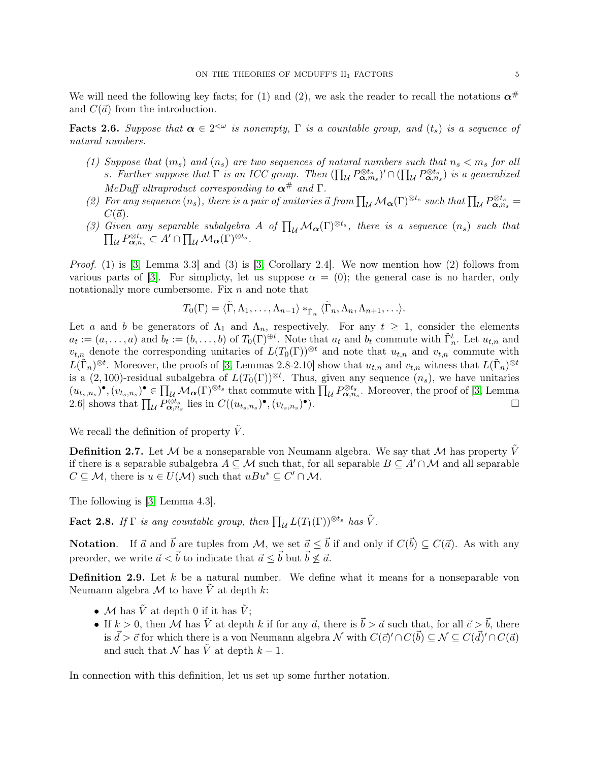We will need the following key facts; for (1) and (2), we ask the reader to recall the notations $\boldsymbol{\alpha}^\#$ and $C(\vec{a})$ from the introduction.

**Facts 2.6.** *Suppose that $\boldsymbol{\alpha} \in 2^{<\omega}$ is nonempty, $\Gamma$ is a countable group, and $(t_s)$ is a sequence of natural numbers.*

1. *Suppose that $(m_s)$ and $(n_s)$ are two sequences of natural numbers such that $n_s < m_s$ for all $s$. Further suppose that $\Gamma$ is an ICC group. Then $(\prod_{\mathcal{U}} P_{\boldsymbol{\alpha},m_s}^{\otimes t_s})' \cap (\prod_{\mathcal{U}} P_{\boldsymbol{\alpha},n_s}^{\otimes t_s})$ is a generalized McDuff ultraproduct corresponding to $\boldsymbol{\alpha}^\#$ and $\Gamma$.*
2. *For any sequence $(n_s)$, there is a pair of unitaries $\vec{a}$ from $\prod_{\mathcal{U}} \mathcal{M}_{\boldsymbol{\alpha}}(\Gamma)^{\otimes t_s}$ such that $\prod_{\mathcal{U}} P_{\boldsymbol{\alpha},n_s}^{\otimes t_s} = C(\vec{a})$.*
3. *Given any separable subalgebra $A$ of $\prod_{\mathcal{U}} \mathcal{M}_{\boldsymbol{\alpha}}(\Gamma)^{\otimes t_s}$, there is a sequence $(n_s)$ such that $\prod_{\mathcal{U}} P_{\boldsymbol{\alpha},n_s}^{\otimes t_s} \subset A' \cap \prod_{\mathcal{U}} \mathcal{M}_{\boldsymbol{\alpha}}(\Gamma)^{\otimes t_s}$.*

*Proof.* (1) is [3, Lemma 3.3] and (3) is [3, Corollary 2.4]. We now mention how (2) follows from various parts of [3]. For simplicty, let us suppose $\alpha = (0)$; the general case is no harder, only notationally more cumbersome. Fix $n$ and note that

$$T_0(\Gamma) = \langle \tilde{\Gamma}, \Lambda_1, \ldots, \Lambda_{n-1} \rangle *_{\tilde{\Gamma}_n} \langle \tilde{\Gamma}_n, \Lambda_n, \Lambda_{n+1}, \ldots \rangle.$$

Let $a$ and $b$ be generators of $\Lambda_1$ and $\Lambda_n$, respectively. For any $t \geq 1$, consider the elements $a_t := (a, \ldots, a)$ and $b_t := (b, \ldots, b)$ of $T_0(\Gamma)^{\oplus t}$. Note that $a_t$ and $b_t$ commute with $\tilde{\Gamma}_n^t$. Let $u_{t,n}$ and $v_{t,n}$ denote the corresponding unitaries of $L(T_0(\Gamma))^{\otimes t}$ and note that $u_{t,n}$ and $v_{t,n}$ commute with $L(\tilde{\Gamma}_n)^{\otimes t}$. Moreover, the proofs of [3, Lemmas 2.8-2.10] show that $u_{t,n}$ and $v_{t,n}$ witness that $L(\tilde{\Gamma}_n)^{\otimes t}$ is a $(2, 100)$-residual subalgebra of $L(T_0(\Gamma))^{\otimes t}$. Thus, given any sequence $(n_s)$, we have unitaries $(u_{t_s,n_s})^\bullet, (v_{t_s,n_s})^\bullet \in \prod_{\mathcal{U}} \mathcal{M}_{\boldsymbol{\alpha}}(\Gamma)^{\otimes t_s}$ that commute with $\prod_{\mathcal{U}} P_{\boldsymbol{\alpha},n_s}^{\otimes t_s}$. Moreover, the proof of [3, Lemma 2.6] shows that $\prod_{\mathcal{U}} P_{\boldsymbol{\alpha},n_s}^{\otimes t_s}$ lies in $C((u_{t_s,n_s})^\bullet, (v_{t_s,n_s})^\bullet)$. $\square$

We recall the definition of property $\tilde{V}$.

**Definition 2.7.** Let $\mathcal{M}$ be a nonseparable von Neumann algebra. We say that $\mathcal{M}$ has property $\tilde{V}$ if there is a separable subalgebra $A \subseteq \mathcal{M}$ such that, for all separable $B \subseteq A' \cap \mathcal{M}$ and all separable $C \subseteq \mathcal{M}$, there is $u \in U(\mathcal{M})$ such that $uBu^* \subseteq C' \cap \mathcal{M}$.

The following is [3, Lemma 4.3].

**Fact 2.8.** *If $\Gamma$ is any countable group, then $\prod_{\mathcal{U}} L(T_1(\Gamma))^{\otimes t_s}$ has $\tilde{V}$.*

**Notation**. If $\vec{a}$ and $\vec{b}$ are tuples from $\mathcal{M}$, we set $\vec{a} \leq \vec{b}$ if and only if $C(\vec{b}) \subseteq C(\vec{a})$. As with any preorder, we write $\vec{a} < \vec{b}$ to indicate that $\vec{a} \leq \vec{b}$ but $\vec{b} \not\leq \vec{a}$.

**Definition 2.9.** Let $k$ be a natural number. We define what it means for a nonseparable von Neumann algebra $\mathcal{M}$ to have $\tilde{V}$ at depth $k$:

- $\mathcal{M}$ has $\tilde{V}$ at depth 0 if it has $\tilde{V}$;
- If $k > 0$, then $\mathcal{M}$ has $\tilde{V}$ at depth $k$ if for any $\vec{a}$, there is $\vec{b} > \vec{a}$ such that, for all $\vec{c} > \vec{b}$, there is $\vec{d} > \vec{c}$ for which there is a von Neumann algebra $\mathcal{N}$ with $C(\vec{c})' \cap C(\vec{b}) \subseteq \mathcal{N} \subseteq C(\vec{d})' \cap C(\vec{a})$ and such that $\mathcal{N}$ has $\tilde{V}$ at depth $k - 1$.

In connection with this definition, let us set up some further notation.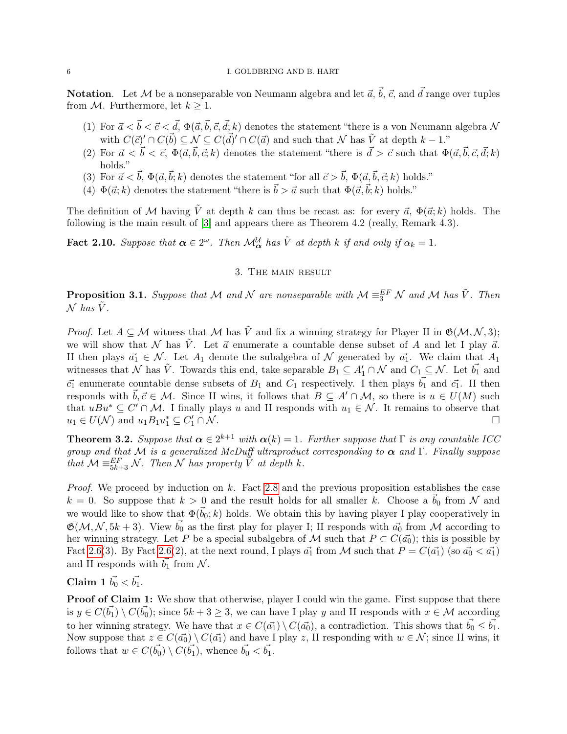**Notation**. Let $\mathcal{M}$ be a nonseparable von Neumann algebra and let $\vec{a}$, $\vec{b}$, $\vec{c}$, and $\vec{d}$ range over tuples from $\mathcal{M}$. Furthermore, let $k \geq 1$.

1. For $\vec{a} < \vec{b} < \vec{c} < \vec{d}$, $\Phi(\vec{a}, \vec{b}, \vec{c}, \vec{d}; k)$ denotes the statement "there is a von Neumann algebra $\mathcal{N}$ with $C(\vec{c})' \cap C(\vec{b}) \subseteq \mathcal{N} \subseteq C(\vec{d})' \cap C(\vec{a})$ and such that $\mathcal{N}$ has $\tilde{V}$ at depth $k-1$."
2. For $\vec{a} < \vec{b} < \vec{c}$, $\Phi(\vec{a}, \vec{b}, \vec{c}; k)$ denotes the statement "there is $\vec{d} > \vec{c}$ such that $\Phi(\vec{a}, \vec{b}, \vec{c}, \vec{d}; k)$ holds."
3. For $\vec{a} < \vec{b}$, $\Phi(\vec{a}, \vec{b}; k)$ denotes the statement "for all $\vec{c} > \vec{b}$, $\Phi(\vec{a}, \vec{b}, \vec{c}; k)$ holds."
4. $\Phi(\vec{a}; k)$ denotes the statement "there is $\vec{b} > \vec{a}$ such that $\Phi(\vec{a}, \vec{b}; k)$ holds."

The definition of $\mathcal{M}$ having $\tilde{V}$ at depth $k$ can thus be recast as: for every $\vec{a}$, $\Phi(\vec{a}; k)$ holds. The following is the main result of [3] and appears there as Theorem 4.2 (really, Remark 4.3).

**Fact 2.10.** *Suppose that $\boldsymbol{\alpha} \in 2^\omega$. Then $\mathcal{M}_{\boldsymbol{\alpha}}^{\mathcal{U}}$ has $\tilde{V}$ at depth $k$ if and only if $\alpha_k = 1$.*

## 3. The main result

**Proposition 3.1.** *Suppose that $\mathcal{M}$ and $\mathcal{N}$ are nonseparable with $\mathcal{M} \equiv_3^{EF} \mathcal{N}$ and $\mathcal{M}$ has $\tilde{V}$. Then $\mathcal{N}$ has $\tilde{V}$.*

*Proof.* Let $A \subseteq \mathcal{M}$ witness that $\mathcal{M}$ has $\tilde{V}$ and fix a winning strategy for Player II in $\mathfrak{G}(\mathcal{M}, \mathcal{N}, 3)$; we will show that $\mathcal{N}$ has $\tilde{V}$. Let $\vec{a}$ enumerate a countable dense subset of $A$ and let I play $\vec{a}$. II then plays $\vec{a_1} \in \mathcal{N}$. Let $A_1$ denote the subalgebra of $\mathcal{N}$ generated by $\vec{a_1}$. We claim that $A_1$ witnesses that $\mathcal{N}$ has $\tilde{V}$. Towards this end, take separable $B_1 \subseteq A_1' \cap \mathcal{N}$ and $C_1 \subseteq \mathcal{N}$. Let $\vec{b_1}$ and $\vec{c_1}$ enumerate countable dense subsets of $B_1$ and $C_1$ respectively. I then plays $\vec{b_1}$ and $\vec{c_1}$. II then responds with $\vec{b}, \vec{c} \in \mathcal{M}$. Since II wins, it follows that $B \subseteq A' \cap \mathcal{M}$, so there is $u \in U(M)$ such that $uBu^* \subseteq C' \cap \mathcal{M}$. I finally plays $u$ and II responds with $u_1 \in \mathcal{N}$. It remains to observe that $u_1 \in U(\mathcal{N})$ and $u_1 B_1 u_1^* \subseteq C_1' \cap \mathcal{N}$. $\square$

**Theorem 3.2.** *Suppose that $\boldsymbol{\alpha} \in 2^{k+1}$ with $\boldsymbol{\alpha}(k) = 1$. Further suppose that $\Gamma$ is any countable ICC group and that $\mathcal{M}$ is a generalized McDuff ultraproduct corresponding to $\boldsymbol{\alpha}$ and $\Gamma$. Finally suppose that $\mathcal{M} \equiv_{5k+3}^{EF} \mathcal{N}$. Then $\mathcal{N}$ has property $\tilde{V}$ at depth $k$.*

*Proof.* We proceed by induction on $k$. Fact 2.8 and the previous proposition establishes the case $k = 0$. So suppose that $k > 0$ and the result holds for all smaller $k$. Choose a $\vec{b_0}$ from $\mathcal{N}$ and we would like to show that $\Phi(\vec{b_0}; k)$ holds. We obtain this by having player I play cooperatively in $\mathfrak{G}(\mathcal{M}, \mathcal{N}, 5k+3)$. View $\vec{b_0}$ as the first play for player I; II responds with $\vec{a_0}$ from $\mathcal{M}$ according to her winning strategy. Let $P$ be a special subalgebra of $\mathcal{M}$ such that $P \subset C(\vec{a_0})$; this is possible by Fact 2.6(3). By Fact 2.6(2), at the next round, I plays $\vec{a_1}$ from $\mathcal{M}$ such that $P = C(\vec{a_1})$ (so $\vec{a_0} < \vec{a_1}$) and II responds with $\vec{b_1}$ from $\mathcal{N}$.

**Claim 1** $\vec{b_0} < \vec{b_1}$.

**Proof of Claim 1:** We show that otherwise, player I could win the game. First suppose that there is $y \in C(\vec{b_1}) \setminus C(\vec{b_0})$; since $5k + 3 \geq 3$, we can have I play $y$ and II responds with $x \in \mathcal{M}$ according to her winning strategy. We have that $x \in C(\vec{a_1}) \setminus C(\vec{a_0})$, a contradiction. This shows that $\vec{b_0} \leq \vec{b_1}$. Now suppose that $z \in C(\vec{a_0}) \setminus C(\vec{a_1})$ and have I play $z$, II responding with $w \in \mathcal{N}$; since II wins, it follows that $w \in C(\vec{b_0}) \setminus C(\vec{b_1})$, whence $\vec{b_0} < \vec{b_1}$.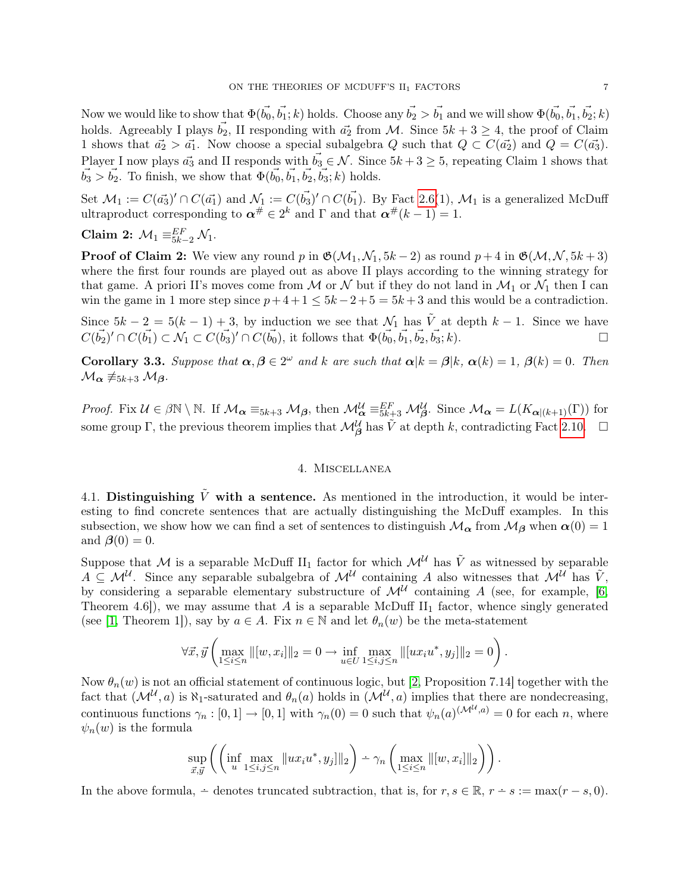Now we would like to show that $\Phi(\vec{b_0}, \vec{b_1}; k)$ holds. Choose any $\vec{b_2} > \vec{b_1}$ and we will show $\Phi(\vec{b_0}, \vec{b_1}, \vec{b_2}; k)$ holds. Agreeably I plays $\vec{b_2}$, II responding with $\vec{a_2}$ from $\mathcal{M}$. Since $5k+3 \geq 4$, the proof of Claim 1 shows that $\vec{a_2} > \vec{a_1}$. Now choose a special subalgebra $Q$ such that $Q \subset C(\vec{a_2})$ and $Q = C(\vec{a_3})$. Player I now plays $\vec{a_3}$ and II responds with $\vec{b_3} \in \mathcal{N}$. Since $5k+3 \geq 5$, repeating Claim 1 shows that $\vec{b_3} > \vec{b_2}$. To finish, we show that $\Phi(\vec{b_0}, \vec{b_1}, \vec{b_2}, \vec{b_3}; k)$ holds.

Set $\mathcal{M}_1 := C(\vec{a_3})' \cap C(\vec{a_1})$ and $\mathcal{N}_1 := C(\vec{b_3})' \cap C(\vec{b_1})$. By Fact 2.6(1), $\mathcal{M}_1$ is a generalized McDuff ultraproduct corresponding to $\boldsymbol{\alpha}^\# \in 2^k$ and $\Gamma$ and that $\boldsymbol{\alpha}^\#(k-1) = 1$.

**Claim 2:** $\mathcal{M}_1 \equiv^{EF}_{5k-2} \mathcal{N}_1$.

**Proof of Claim 2:** We view any round $p$ in $\mathfrak{G}(\mathcal{M}_1, \mathcal{N}_1, 5k-2)$ as round $p+4$ in $\mathfrak{G}(\mathcal{M}, \mathcal{N}, 5k+3)$ where the first four rounds are played out as above II plays according to the winning strategy for that game. A priori II's moves come from $\mathcal{M}$ or $\mathcal{N}$ but if they do not land in $\mathcal{M}_1$ or $\mathcal{N}_1$ then I can win the game in 1 more step since $p+4+1 \leq 5k-2+5 = 5k+3$ and this would be a contradiction.

Since $5k-2 = 5(k-1)+3$, by induction we see that $\mathcal{N}_1$ has $\tilde{V}$ at depth $k-1$. Since we have $C(\vec{b_2})' \cap C(\vec{b_1}) \subset \mathcal{N}_1 \subset C(\vec{b_3})' \cap C(\vec{b_0})$, it follows that $\Phi(\vec{b_0}, \vec{b_1}, \vec{b_2}, \vec{b_3}; k)$. $\square$

**Corollary 3.3.** *Suppose that $\boldsymbol{\alpha}, \boldsymbol{\beta} \in 2^\omega$ and $k$ are such that $\boldsymbol{\alpha}|k = \boldsymbol{\beta}|k$, $\boldsymbol{\alpha}(k) = 1$, $\boldsymbol{\beta}(k) = 0$. Then $\mathcal{M}_{\boldsymbol{\alpha}} \not\equiv_{5k+3} \mathcal{M}_{\boldsymbol{\beta}}$.*

*Proof.* Fix $\mathcal{U} \in \beta\mathbb{N} \setminus \mathbb{N}$. If $\mathcal{M}_{\boldsymbol{\alpha}} \equiv_{5k+3} \mathcal{M}_{\boldsymbol{\beta}}$, then $\mathcal{M}_{\boldsymbol{\alpha}}^{\mathcal{U}} \equiv^{EF}_{5k+3} \mathcal{M}_{\boldsymbol{\beta}}^{\mathcal{U}}$. Since $\mathcal{M}_{\boldsymbol{\alpha}} = L(K_{\boldsymbol{\alpha}|(k+1)}(\Gamma))$ for some group $\Gamma$, the previous theorem implies that $\mathcal{M}_{\boldsymbol{\beta}}^{\mathcal{U}}$ has $\tilde{V}$ at depth $k$, contradicting Fact 2.10. $\square$

## 4. Miscellanea

4.1. **Distinguishing $\tilde{V}$ with a sentence.** As mentioned in the introduction, it would be interesting to find concrete sentences that are actually distinguishing the McDuff examples. In this subsection, we show how we can find a set of sentences to distinguish $\mathcal{M}_{\boldsymbol{\alpha}}$ from $\mathcal{M}_{\boldsymbol{\beta}}$ when $\boldsymbol{\alpha}(0) = 1$ and $\boldsymbol{\beta}(0) = 0$.

Suppose that $\mathcal{M}$ is a separable McDuff II$_1$ factor for which $\mathcal{M}^{\mathcal{U}}$ has $\tilde{V}$ as witnessed by separable $A \subseteq \mathcal{M}^{\mathcal{U}}$. Since any separable subalgebra of $\mathcal{M}^{\mathcal{U}}$ containing $A$ also witnesses that $\mathcal{M}^{\mathcal{U}}$ has $\tilde{V}$, by considering a separable elementary substructure of $\mathcal{M}^{\mathcal{U}}$ containing $A$ (see, for example, [6, Theorem 4.6]), we may assume that $A$ is a separable McDuff II$_1$ factor, whence singly generated (see [1, Theorem 1]), say by $a \in A$. Fix $n \in \mathbb{N}$ and let $\theta_n(w)$ be the meta-statement

$$\forall \vec{x}, \vec{y} \left( \max_{1 \leq i \leq n} \|[w, x_i]\|_2 = 0 \to \inf_{u \in U} \max_{1 \leq i,j \leq n} \|[u x_i u^*, y_j]\|_2 = 0 \right).$$

Now $\theta_n(w)$ is not an official statement of continuous logic, but [2, Proposition 7.14] together with the fact that $(\mathcal{M}^{\mathcal{U}}, a)$ is $\aleph_1$-saturated and $\theta_n(a)$ holds in $(\mathcal{M}^{\mathcal{U}}, a)$ implies that there are nondecreasing, continuous functions $\gamma_n : [0,1] \to [0,1]$ with $\gamma_n(0) = 0$ such that $\psi_n(a)^{(\mathcal{M}^{\mathcal{U}}, a)} = 0$ for each $n$, where $\psi_n(w)$ is the formula

$$\sup_{\vec{x}, \vec{y}} \left( \left( \inf_u \max_{1 \leq i,j \leq n} \|u x_i u^*, y_j]\|_2 \right) \dot{-} \gamma_n \left( \max_{1 \leq i \leq n} \|[w, x_i]\|_2 \right) \right).$$

In the above formula, $\dot{-}$ denotes truncated subtraction, that is, for $r, s \in \mathbb{R}$, $r \dot{-} s := \max(r - s, 0)$.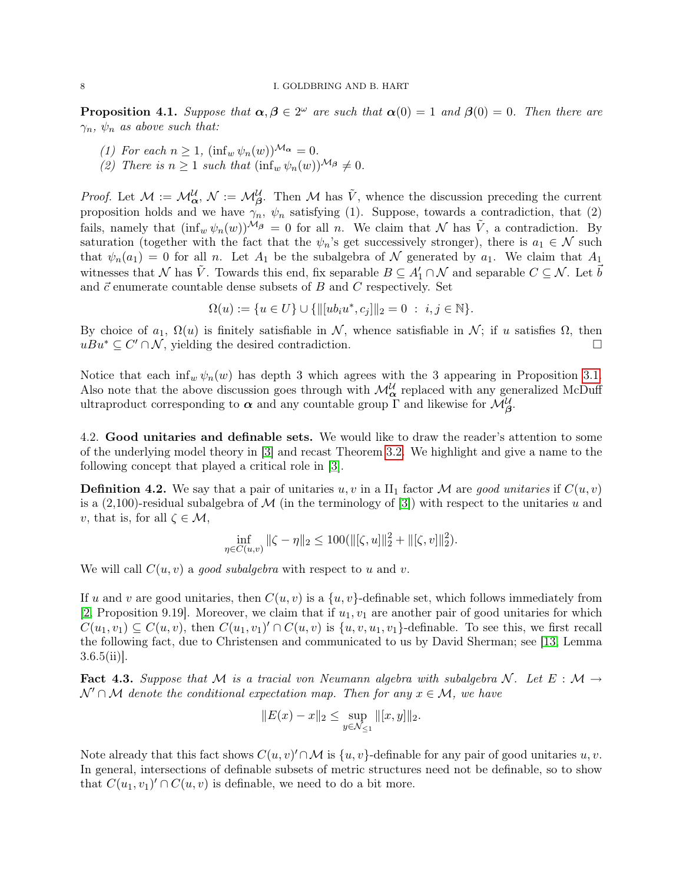**Proposition 4.1.** *Suppose that $\boldsymbol{\alpha}, \boldsymbol{\beta} \in 2^\omega$ are such that $\boldsymbol{\alpha}(0) = 1$ and $\boldsymbol{\beta}(0) = 0$. Then there are $\gamma_n$, $\psi_n$ as above such that:*

1. *For each $n \geq 1$, $(\inf_w \psi_n(w))^{\mathcal{M}_{\boldsymbol{\alpha}}} = 0$.*
2. *There is $n \geq 1$ such that $(\inf_w \psi_n(w))^{\mathcal{M}_{\boldsymbol{\beta}}} \neq 0$.*

*Proof.* Let $\mathcal{M} := \mathcal{M}_{\boldsymbol{\alpha}}^{\mathcal{U}}$, $\mathcal{N} := \mathcal{M}_{\boldsymbol{\beta}}^{\mathcal{U}}$. Then $\mathcal{M}$ has $\tilde{V}$, whence the discussion preceding the current proposition holds and we have $\gamma_n$, $\psi_n$ satisfying (1). Suppose, towards a contradiction, that (2) fails, namely that $(\inf_w \psi_n(w))^{\mathcal{M}_{\boldsymbol{\beta}}} = 0$ for all $n$. We claim that $\mathcal{N}$ has $\tilde{V}$, a contradiction. By saturation (together with the fact that the $\psi_n$'s get successively stronger), there is $a_1 \in \mathcal{N}$ such that $\psi_n(a_1) = 0$ for all $n$. Let $A_1$ be the subalgebra of $\mathcal{N}$ generated by $a_1$. We claim that $A_1$ witnesses that $\mathcal{N}$ has $\tilde{V}$. Towards this end, fix separable $B \subseteq A_1' \cap \mathcal{N}$ and separable $C \subseteq \mathcal{N}$. Let $\vec{b}$ and $\vec{c}$ enumerate countable dense subsets of $B$ and $C$ respectively. Set

$$\Omega(u) := \{u \in U\} \cup \{\|[ub_i u^*, c_j]\|_2 = 0 \ : \ i, j \in \mathbb{N}\}.$$

By choice of $a_1$, $\Omega(u)$ is finitely satisfiable in $\mathcal{N}$, whence satisfiable in $\mathcal{N}$; if $u$ satisfies $\Omega$, then $uBu^* \subseteq C' \cap \mathcal{N}$, yielding the desired contradiction. $\square$

Notice that each $\inf_w \psi_n(w)$ has depth 3 which agrees with the 3 appearing in Proposition 3.1. Also note that the above discussion goes through with $\mathcal{M}_{\boldsymbol{\alpha}}^{\mathcal{U}}$ replaced with any generalized McDuff ultraproduct corresponding to $\boldsymbol{\alpha}$ and any countable group $\Gamma$ and likewise for $\mathcal{M}_{\boldsymbol{\beta}}^{\mathcal{U}}$.

4.2. **Good unitaries and definable sets.** We would like to draw the reader's attention to some of the underlying model theory in [3] and recast Theorem 3.2. We highlight and give a name to the following concept that played a critical role in [3].

**Definition 4.2.** We say that a pair of unitaries $u, v$ in a $\mathrm{II}_1$ factor $\mathcal{M}$ are *good unitaries* if $C(u, v)$ is a (2,100)-residual subalgebra of $\mathcal{M}$ (in the terminology of [3]) with respect to the unitaries $u$ and $v$, that is, for all $\zeta \in \mathcal{M}$,

$$\inf_{\eta \in C(u,v)} \|\zeta - \eta\|_2 \leq 100(\|[\zeta, u]\|_2^2 + \|[\zeta, v]\|_2^2).$$

We will call $C(u, v)$ a *good subalgebra* with respect to $u$ and $v$.

If $u$ and $v$ are good unitaries, then $C(u, v)$ is a $\{u, v\}$-definable set, which follows immediately from [2, Proposition 9.19]. Moreover, we claim that if $u_1, v_1$ are another pair of good unitaries for which $C(u_1, v_1) \subseteq C(u, v)$, then $C(u_1, v_1)' \cap C(u, v)$ is $\{u, v, u_1, v_1\}$-definable. To see this, we first recall the following fact, due to Christensen and communicated to us by David Sherman; see [13, Lemma 3.6.5(ii)].

**Fact 4.3.** *Suppose that $\mathcal{M}$ is a tracial von Neumann algebra with subalgebra $\mathcal{N}$. Let $E : \mathcal{M} \to \mathcal{N}' \cap \mathcal{M}$ denote the conditional expectation map. Then for any $x \in \mathcal{M}$, we have*

$$\|E(x) - x\|_2 \leq \sup_{y \in \mathcal{N}_{\leq 1}} \|[x, y]\|_2.$$

Note already that this fact shows $C(u, v)' \cap \mathcal{M}$ is $\{u, v\}$-definable for any pair of good unitaries $u, v$. In general, intersections of definable subsets of metric structures need not be definable, so to show that $C(u_1, v_1)' \cap C(u, v)$ is definable, we need to do a bit more.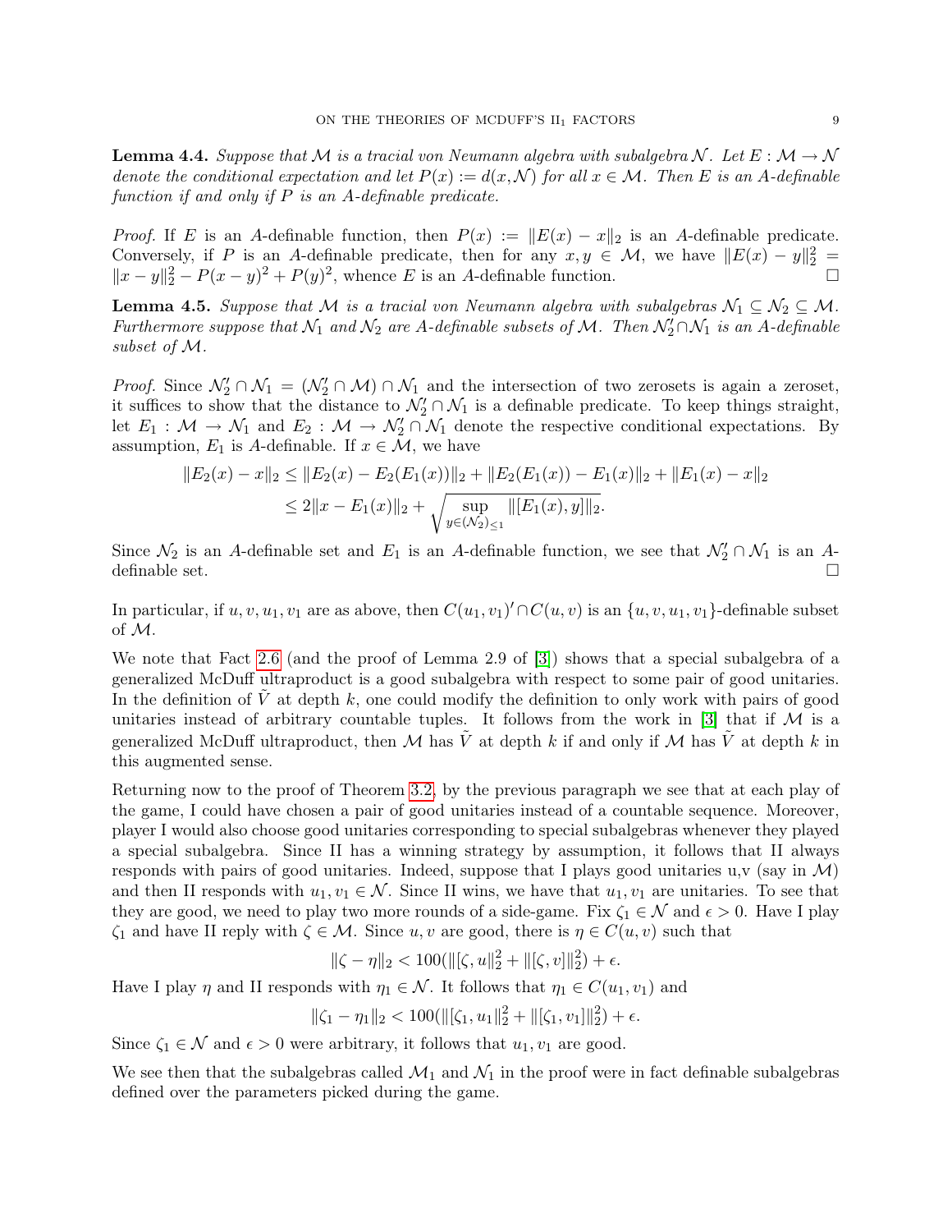**Lemma 4.4.** *Suppose that $\mathcal{M}$ is a tracial von Neumann algebra with subalgebra $\mathcal{N}$. Let $E : \mathcal{M} \to \mathcal{N}$ denote the conditional expectation and let $P(x) := d(x, \mathcal{N})$ for all $x \in \mathcal{M}$. Then $E$ is an $A$-definable function if and only if $P$ is an $A$-definable predicate.*

*Proof.* If $E$ is an $A$-definable function, then $P(x) := \|E(x) - x\|_2$ is an $A$-definable predicate. Conversely, if $P$ is an $A$-definable predicate, then for any $x, y \in \mathcal{M}$, we have $\|E(x) - y\|_2^2 = \|x - y\|_2^2 - P(x - y)^2 + P(y)^2$, whence $E$ is an $A$-definable function. $\square$

**Lemma 4.5.** *Suppose that $\mathcal{M}$ is a tracial von Neumann algebra with subalgebras $\mathcal{N}_1 \subseteq \mathcal{N}_2 \subseteq \mathcal{M}$. Furthermore suppose that $\mathcal{N}_1$ and $\mathcal{N}_2$ are $A$-definable subsets of $\mathcal{M}$. Then $\mathcal{N}_2' \cap \mathcal{N}_1$ is an $A$-definable subset of $\mathcal{M}$.*

*Proof.* Since $\mathcal{N}_2' \cap \mathcal{N}_1 = (\mathcal{N}_2' \cap \mathcal{M}) \cap \mathcal{N}_1$ and the intersection of two zerosets is again a zeroset, it suffices to show that the distance to $\mathcal{N}_2' \cap \mathcal{N}_1$ is a definable predicate. To keep things straight, let $E_1 : \mathcal{M} \to \mathcal{N}_1$ and $E_2 : \mathcal{M} \to \mathcal{N}_2' \cap \mathcal{N}_1$ denote the respective conditional expectations. By assumption, $E_1$ is $A$-definable. If $x \in \mathcal{M}$, we have

$$\begin{aligned}\|E_2(x) - x\|_2 &\leq \|E_2(x) - E_2(E_1(x))\|_2 + \|E_2(E_1(x)) - E_1(x)\|_2 + \|E_1(x) - x\|_2 \\ &\leq 2\|x - E_1(x)\|_2 + \sqrt{\sup_{y \in (\mathcal{N}_2)_{\leq 1}} \|[E_1(x), y]\|_2}.\end{aligned}$$

Since $\mathcal{N}_2$ is an $A$-definable set and $E_1$ is an $A$-definable function, we see that $\mathcal{N}_2' \cap \mathcal{N}_1$ is an $A$-definable set. $\square$

In particular, if $u, v, u_1, v_1$ are as above, then $C(u_1, v_1)' \cap C(u, v)$ is an $\{u, v, u_1, v_1\}$-definable subset of $\mathcal{M}$.

We note that Fact 2.6 (and the proof of Lemma 2.9 of [3]) shows that a special subalgebra of a generalized McDuff ultraproduct is a good subalgebra with respect to some pair of good unitaries. In the definition of $\tilde{V}$ at depth $k$, one could modify the definition to only work with pairs of good unitaries instead of arbitrary countable tuples. It follows from the work in [3] that if $\mathcal{M}$ is a generalized McDuff ultraproduct, then $\mathcal{M}$ has $\tilde{V}$ at depth $k$ if and only if $\mathcal{M}$ has $\tilde{V}$ at depth $k$ in this augmented sense.

Returning now to the proof of Theorem 3.2, by the previous paragraph we see that at each play of the game, I could have chosen a pair of good unitaries instead of a countable sequence. Moreover, player I would also choose good unitaries corresponding to special subalgebras whenever they played a special subalgebra. Since II has a winning strategy by assumption, it follows that II always responds with pairs of good unitaries. Indeed, suppose that I plays good unitaries u,v (say in $\mathcal{M}$) and then II responds with $u_1, v_1 \in \mathcal{N}$. Since II wins, we have that $u_1, v_1$ are unitaries. To see that they are good, we need to play two more rounds of a side-game. Fix $\zeta_1 \in \mathcal{N}$ and $\epsilon > 0$. Have I play $\zeta_1$ and have II reply with $\zeta \in \mathcal{M}$. Since $u, v$ are good, there is $\eta \in C(u, v)$ such that

$$\|\zeta - \eta\|_2 < 100(\|[\zeta, u]\|_2^2 + \|[\zeta, v]\|_2^2) + \epsilon.$$

Have I play $\eta$ and II responds with $\eta_1 \in \mathcal{N}$. It follows that $\eta_1 \in C(u_1, v_1)$ and

$$\|\zeta_1 - \eta_1\|_2 < 100(\|[\zeta_1, u_1]\|_2^2 + \|[\zeta_1, v_1]\|_2^2) + \epsilon.$$

Since $\zeta_1 \in \mathcal{N}$ and $\epsilon > 0$ were arbitrary, it follows that $u_1, v_1$ are good.

We see then that the subalgebras called $\mathcal{M}_1$ and $\mathcal{N}_1$ in the proof were in fact definable subalgebras defined over the parameters picked during the game.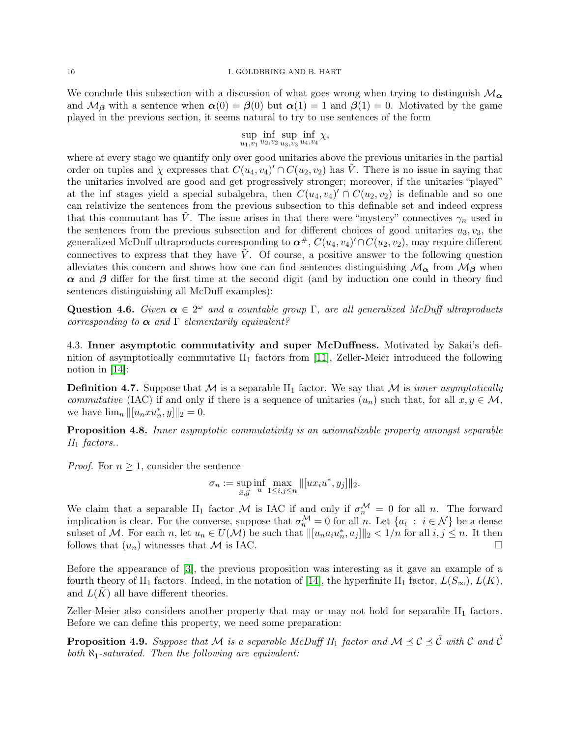We conclude this subsection with a discussion of what goes wrong when trying to distinguish $\mathcal{M}_{\boldsymbol{\alpha}}$ and $\mathcal{M}_{\boldsymbol{\beta}}$ with a sentence when $\boldsymbol{\alpha}(0) = \boldsymbol{\beta}(0)$ but $\boldsymbol{\alpha}(1) = 1$ and $\boldsymbol{\beta}(1) = 0$. Motivated by the game played in the previous section, it seems natural to try to use sentences of the form

$$\sup_{u_1,v_1} \inf_{u_2,v_2} \sup_{u_3,v_3} \inf_{u_4,v_4} \chi,$$

where at every stage we quantify only over good unitaries above the previous unitaries in the partial order on tuples and $\chi$ expresses that $C(u_4, v_4)' \cap C(u_2, v_2)$ has $\tilde{V}$. There is no issue in saying that the unitaries involved are good and get progressively stronger; moreover, if the unitaries "played" at the inf stages yield a special subalgebra, then $C(u_4, v_4)' \cap C(u_2, v_2)$ is definable and so one can relativize the sentences from the previous subsection to this definable set and indeed express that this commutant has $\tilde{V}$. The issue arises in that there were "mystery" connectives $\gamma_n$ used in the sentences from the previous subsection and for different choices of good unitaries $u_3, v_3$, the generalized McDuff ultraproducts corresponding to $\boldsymbol{\alpha}^{\#}$, $C(u_4, v_4)' \cap C(u_2, v_2)$, may require different connectives to express that they have $\tilde{V}$. Of course, a positive answer to the following question alleviates this concern and shows how one can find sentences distinguishing $\mathcal{M}_{\boldsymbol{\alpha}}$ from $\mathcal{M}_{\boldsymbol{\beta}}$ when $\boldsymbol{\alpha}$ and $\boldsymbol{\beta}$ differ for the first time at the second digit (and by induction one could in theory find sentences distinguishing all McDuff examples):

**Question 4.6.** *Given $\boldsymbol{\alpha} \in 2^\omega$ and a countable group $\Gamma$, are all generalized McDuff ultraproducts corresponding to $\boldsymbol{\alpha}$ and $\Gamma$ elementarily equivalent?*

## 4.3. Inner asymptotic commutativity and super McDuffness.

Motivated by Sakai's definition of asymptotically commutative $\mathrm{II}_1$ factors from [11], Zeller-Meier introduced the following notion in [14]:

**Definition 4.7.** Suppose that $\mathcal{M}$ is a separable $\mathrm{II}_1$ factor. We say that $\mathcal{M}$ is *inner asymptotically commutative* (IAC) if and only if there is a sequence of unitaries $(u_n)$ such that, for all $x, y \in \mathcal{M}$, we have $\lim_n \|[u_n x u_n^*, y]\|_2 = 0$.

**Proposition 4.8.** *Inner asymptotic commutativity is an axiomatizable property amongst separable $\mathrm{II}_1$ factors..*

*Proof.* For $n \geq 1$, consider the sentence

$$\sigma_n := \sup_{\vec{x},\vec{y}} \inf_u \max_{1 \leq i,j \leq n} \|[u x_i u^*, y_j]\|_2.$$

We claim that a separable $\mathrm{II}_1$ factor $\mathcal{M}$ is IAC if and only if $\sigma_n^{\mathcal{M}} = 0$ for all $n$. The forward implication is clear. For the converse, suppose that $\sigma_n^{\mathcal{M}} = 0$ for all $n$. Let $\{a_i \ : \ i \in \mathcal{N}\}$ be a dense subset of $\mathcal{M}$. For each $n$, let $u_n \in U(\mathcal{M})$ be such that $\|[u_n a_i u_n^*, a_j]\|_2 < 1/n$ for all $i, j \leq n$. It then follows that $(u_n)$ witnesses that $\mathcal{M}$ is IAC. □

Before the appearance of [3], the previous proposition was interesting as it gave an example of a fourth theory of $\mathrm{II}_1$ factors. Indeed, in the notation of [14], the hyperfinite $\mathrm{II}_1$ factor, $L(S_\infty)$, $L(K)$, and $L(\tilde{K})$ all have different theories.

Zeller-Meier also considers another property that may or may not hold for separable $\mathrm{II}_1$ factors. Before we can define this property, we need some preparation:

**Proposition 4.9.** *Suppose that $\mathcal{M}$ is a separable McDuff $\mathrm{II}_1$ factor and $\mathcal{M} \preceq \mathcal{C} \preceq \tilde{\mathcal{C}}$ with $\mathcal{C}$ and $\tilde{\mathcal{C}}$ both $\aleph_1$-saturated. Then the following are equivalent:*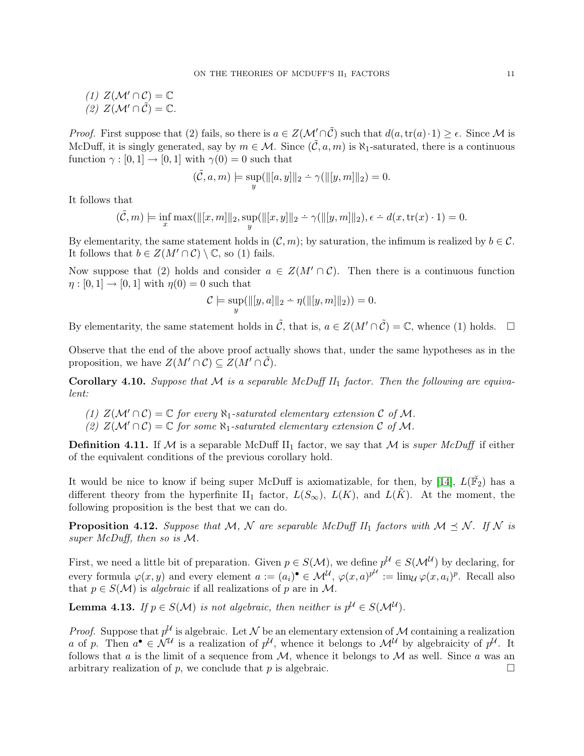(1) $Z(\mathcal{M}' \cap \mathcal{C}) = \mathbb{C}$
(2) $Z(\mathcal{M}' \cap \tilde{\mathcal{C}}) = \mathbb{C}$.

*Proof.* First suppose that (2) fails, so there is $a \in Z(\mathcal{M}' \cap \tilde{\mathcal{C}})$ such that $d(a, \mathrm{tr}(a) \cdot 1) \geq \epsilon$. Since $\mathcal{M}$ is McDuff, it is singly generated, say by $m \in \mathcal{M}$. Since $(\tilde{\mathcal{C}}, a, m)$ is $\aleph_1$-saturated, there is a continuous function $\gamma : [0,1] \to [0,1]$ with $\gamma(0) = 0$ such that

$$(\tilde{\mathcal{C}}, a, m) \models \sup_y (\|[a,y]\|_2 \dot{-} \gamma(\|[y,m]\|_2) = 0.$$

It follows that

$$(\tilde{\mathcal{C}}, m) \models \inf_x \max(\|[x,m]\|_2, \sup_y (\|[x,y]\|_2 \dot{-} \gamma(\|[y,m]\|_2), \epsilon \dot{-} d(x, \mathrm{tr}(x) \cdot 1) = 0.$$

By elementarity, the same statement holds in $(\mathcal{C}, m)$; by saturation, the infimum is realized by $b \in \mathcal{C}$. It follows that $b \in Z(M' \cap \mathcal{C}) \setminus \mathbb{C}$, so (1) fails.

Now suppose that (2) holds and consider $a \in Z(M' \cap \mathcal{C})$. Then there is a continuous function $\eta : [0,1] \to [0,1]$ with $\eta(0) = 0$ such that

$$\mathcal{C} \models \sup_y (\|[y,a]\|_2 \dot{-} \eta(\|[y,m]\|_2)) = 0.$$

By elementarity, the same statement holds in $\tilde{\mathcal{C}}$, that is, $a \in Z(M' \cap \tilde{\mathcal{C}}) = \mathbb{C}$, whence (1) holds. $\square$

Observe that the end of the above proof actually shows that, under the same hypotheses as in the proposition, we have $Z(M' \cap \mathcal{C}) \subseteq Z(M' \cap \tilde{\mathcal{C}})$.

**Corollary 4.10.** *Suppose that $\mathcal{M}$ is a separable McDuff II$_1$ factor. Then the following are equivalent:*

*(1) $Z(\mathcal{M}' \cap \mathcal{C}) = \mathbb{C}$ for every $\aleph_1$-saturated elementary extension $\mathcal{C}$ of $\mathcal{M}$.*
*(2) $Z(\mathcal{M}' \cap \mathcal{C}) = \mathbb{C}$ for some $\aleph_1$-saturated elementary extension $\mathcal{C}$ of $\mathcal{M}$.*

**Definition 4.11.** If $\mathcal{M}$ is a separable McDuff II$_1$ factor, we say that $\mathcal{M}$ is *super McDuff* if either of the equivalent conditions of the previous corollary hold.

It would be nice to know if being super McDuff is axiomatizable, for then, by [14], $L(\breve{\mathbb{F}}_2)$ has a different theory from the hyperfinite II$_1$ factor, $L(S_\infty)$, $L(K)$, and $L(\tilde{K})$. At the moment, the following proposition is the best that we can do.

**Proposition 4.12.** *Suppose that $\mathcal{M}$, $\mathcal{N}$ are separable McDuff II$_1$ factors with $\mathcal{M} \preceq \mathcal{N}$. If $\mathcal{N}$ is super McDuff, then so is $\mathcal{M}$.*

First, we need a little bit of preparation. Given $p \in S(\mathcal{M})$, we define $p^{\mathcal{U}} \in S(\mathcal{M}^{\mathcal{U}})$ by declaring, for every formula $\varphi(x,y)$ and every element $a := (a_i)^\bullet \in \mathcal{M}^{\mathcal{U}}$, $\varphi(x,a)^{p^{\mathcal{U}}} := \lim_{\mathcal{U}} \varphi(x, a_i)^p$. Recall also that $p \in S(\mathcal{M})$ is *algebraic* if all realizations of $p$ are in $\mathcal{M}$.

**Lemma 4.13.** *If $p \in S(\mathcal{M})$ is not algebraic, then neither is $p^{\mathcal{U}} \in S(\mathcal{M}^{\mathcal{U}})$.*

*Proof.* Suppose that $p^{\mathcal{U}}$ is algebraic. Let $\mathcal{N}$ be an elementary extension of $\mathcal{M}$ containing a realization $a$ of $p$. Then $a^\bullet \in \mathcal{N}^{\mathcal{U}}$ is a realization of $p^{\mathcal{U}}$, whence it belongs to $\mathcal{M}^{\mathcal{U}}$ by algebraicity of $p^{\mathcal{U}}$. It follows that $a$ is the limit of a sequence from $\mathcal{M}$, whence it belongs to $\mathcal{M}$ as well. Since $a$ was an arbitrary realization of $p$, we conclude that $p$ is algebraic. $\square$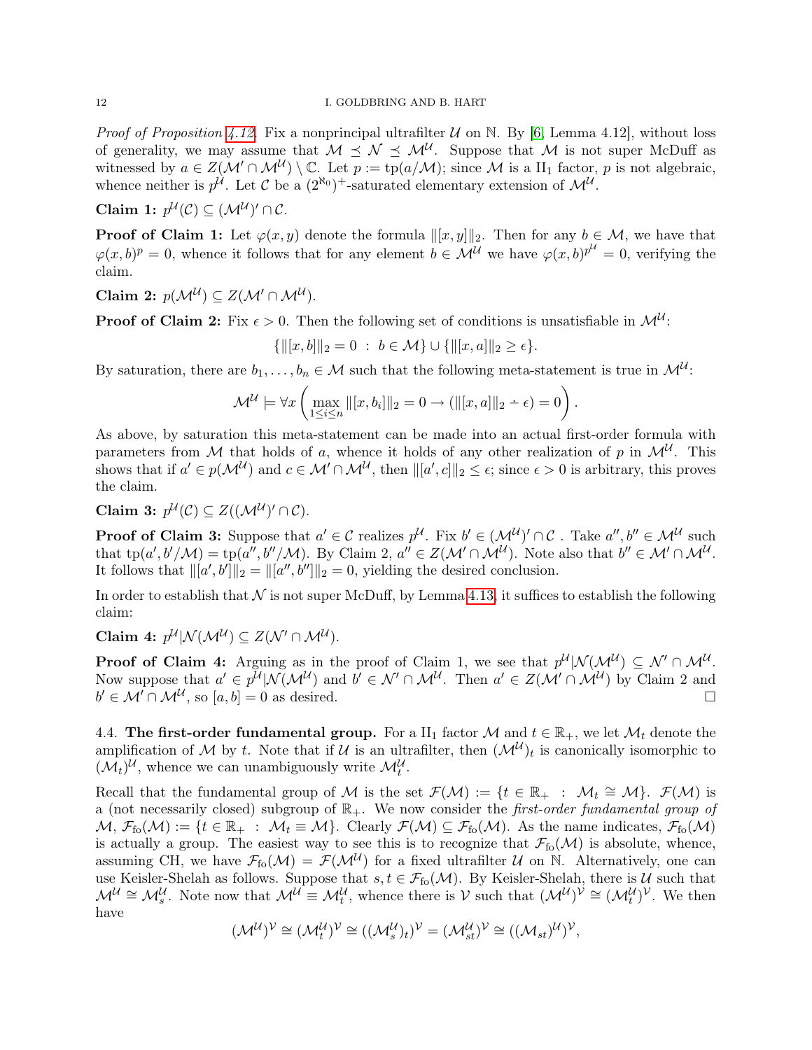*Proof of Proposition 4.12.* Fix a nonprincipal ultrafilter $\mathcal{U}$ on $\mathbb{N}$. By [6, Lemma 4.12], without loss of generality, we may assume that $\mathcal{M} \preceq \mathcal{N} \preceq \mathcal{M}^{\mathcal{U}}$. Suppose that $\mathcal{M}$ is not super McDuff as witnessed by $a \in Z(\mathcal{M}' \cap \mathcal{M}^{\mathcal{U}}) \setminus \mathbb{C}$. Let $p := \mathrm{tp}(a/\mathcal{M})$; since $\mathcal{M}$ is a II$_1$ factor, $p$ is not algebraic, whence neither is $p^{\mathcal{U}}$. Let $\mathcal{C}$ be a $(2^{\aleph_0})^+$-saturated elementary extension of $\mathcal{M}^{\mathcal{U}}$.

**Claim 1:** $p^{\mathcal{U}}(\mathcal{C}) \subseteq (\mathcal{M}^{\mathcal{U}})' \cap \mathcal{C}$.

**Proof of Claim 1:** Let $\varphi(x,y)$ denote the formula $\|[x,y]\|_2$. Then for any $b \in \mathcal{M}$, we have that $\varphi(x,b)^p = 0$, whence it follows that for any element $b \in \mathcal{M}^{\mathcal{U}}$ we have $\varphi(x,b)^{p^{\mathcal{U}}} = 0$, verifying the claim.

**Claim 2:** $p(\mathcal{M}^{\mathcal{U}}) \subseteq Z(\mathcal{M}' \cap \mathcal{M}^{\mathcal{U}})$.

**Proof of Claim 2:** Fix $\epsilon > 0$. Then the following set of conditions is unsatisfiable in $\mathcal{M}^{\mathcal{U}}$:

$$\{\|[x,b]\|_2 = 0 \ : \ b \in \mathcal{M}\} \cup \{\|[x,a]\|_2 \geq \epsilon\}.$$

By saturation, there are $b_1, \ldots, b_n \in \mathcal{M}$ such that the following meta-statement is true in $\mathcal{M}^{\mathcal{U}}$:

$$\mathcal{M}^{\mathcal{U}} \models \forall x \left( \max_{1 \leq i \leq n} \|[x,b_i]\|_2 = 0 \to (\|[x,a]\|_2 \dot{-} \epsilon) = 0 \right).$$

As above, by saturation this meta-statement can be made into an actual first-order formula with parameters from $\mathcal{M}$ that holds of $a$, whence it holds of any other realization of $p$ in $\mathcal{M}^{\mathcal{U}}$. This shows that if $a' \in p(\mathcal{M}^{\mathcal{U}})$ and $c \in \mathcal{M}' \cap \mathcal{M}^{\mathcal{U}}$, then $\|[a',c]\|_2 \leq \epsilon$; since $\epsilon > 0$ is arbitrary, this proves the claim.

**Claim 3:** $p^{\mathcal{U}}(\mathcal{C}) \subseteq Z((\mathcal{M}^{\mathcal{U}})' \cap \mathcal{C})$.

**Proof of Claim 3:** Suppose that $a' \in \mathcal{C}$ realizes $p^{\mathcal{U}}$. Fix $b' \in (\mathcal{M}^{\mathcal{U}})' \cap \mathcal{C}$ . Take $a'', b'' \in \mathcal{M}^{\mathcal{U}}$ such that $\mathrm{tp}(a',b'/\mathcal{M}) = \mathrm{tp}(a'',b''/\mathcal{M})$. By Claim 2, $a'' \in Z(\mathcal{M}' \cap \mathcal{M}^{\mathcal{U}})$. Note also that $b'' \in \mathcal{M}' \cap \mathcal{M}^{\mathcal{U}}$. It follows that $\|[a',b']\|_2 = \|[a'',b'']\|_2 = 0$, yielding the desired conclusion.

In order to establish that $\mathcal{N}$ is not super McDuff, by Lemma 4.13, it suffices to establish the following claim:

**Claim 4:** $p^{\mathcal{U}}|\mathcal{N}(\mathcal{M}^{\mathcal{U}}) \subseteq Z(\mathcal{N}' \cap \mathcal{M}^{\mathcal{U}})$.

**Proof of Claim 4:** Arguing as in the proof of Claim 1, we see that $p^{\mathcal{U}}|\mathcal{N}(\mathcal{M}^{\mathcal{U}}) \subseteq \mathcal{N}' \cap \mathcal{M}^{\mathcal{U}}$. Now suppose that $a' \in p^{\mathcal{U}}|\mathcal{N}(\mathcal{M}^{\mathcal{U}})$ and $b' \in \mathcal{N}' \cap \mathcal{M}^{\mathcal{U}}$. Then $a' \in Z(\mathcal{M}' \cap \mathcal{M}^{\mathcal{U}})$ by Claim 2 and $b' \in \mathcal{M}' \cap \mathcal{M}^{\mathcal{U}}$, so $[a,b] = 0$ as desired. $\square$

4.4. **The first-order fundamental group.** For a II$_1$ factor $\mathcal{M}$ and $t \in \mathbb{R}_+$, we let $\mathcal{M}_t$ denote the amplification of $\mathcal{M}$ by $t$. Note that if $\mathcal{U}$ is an ultrafilter, then $(\mathcal{M}^{\mathcal{U}})_t$ is canonically isomorphic to $(\mathcal{M}_t)^{\mathcal{U}}$, whence we can unambiguously write $\mathcal{M}_t^{\mathcal{U}}$.

Recall that the fundamental group of $\mathcal{M}$ is the set $\mathcal{F}(\mathcal{M}) := \{t \in \mathbb{R}_+ \ : \ \mathcal{M}_t \cong \mathcal{M}\}$. $\mathcal{F}(\mathcal{M})$ is a (not necessarily closed) subgroup of $\mathbb{R}_+$. We now consider the *first-order fundamental group of* $\mathcal{M}$, $\mathcal{F}_{\mathrm{fo}}(\mathcal{M}) := \{t \in \mathbb{R}_+ \ : \ \mathcal{M}_t \equiv \mathcal{M}\}$. Clearly $\mathcal{F}(\mathcal{M}) \subseteq \mathcal{F}_{\mathrm{fo}}(\mathcal{M})$. As the name indicates, $\mathcal{F}_{\mathrm{fo}}(\mathcal{M})$ is actually a group. The easiest way to see this is to recognize that $\mathcal{F}_{\mathrm{fo}}(\mathcal{M})$ is absolute, whence, assuming CH, we have $\mathcal{F}_{\mathrm{fo}}(\mathcal{M}) = \mathcal{F}(\mathcal{M}^{\mathcal{U}})$ for a fixed ultrafilter $\mathcal{U}$ on $\mathbb{N}$. Alternatively, one can use Keisler-Shelah as follows. Suppose that $s, t \in \mathcal{F}_{\mathrm{fo}}(\mathcal{M})$. By Keisler-Shelah, there is $\mathcal{U}$ such that $\mathcal{M}^{\mathcal{U}} \cong \mathcal{M}_s^{\mathcal{U}}$. Note now that $\mathcal{M}^{\mathcal{U}} \equiv \mathcal{M}_t^{\mathcal{U}}$, whence there is $\mathcal{V}$ such that $(\mathcal{M}^{\mathcal{U}})^{\mathcal{V}} \cong (\mathcal{M}_t^{\mathcal{U}})^{\mathcal{V}}$. We then have

$$(\mathcal{M}^{\mathcal{U}})^{\mathcal{V}} \cong (\mathcal{M}_t^{\mathcal{U}})^{\mathcal{V}} \cong ((\mathcal{M}_s^{\mathcal{U}})_t)^{\mathcal{V}} = (\mathcal{M}_{st}^{\mathcal{U}})^{\mathcal{V}} \cong ((\mathcal{M}_{st})^{\mathcal{U}})^{\mathcal{V}},$$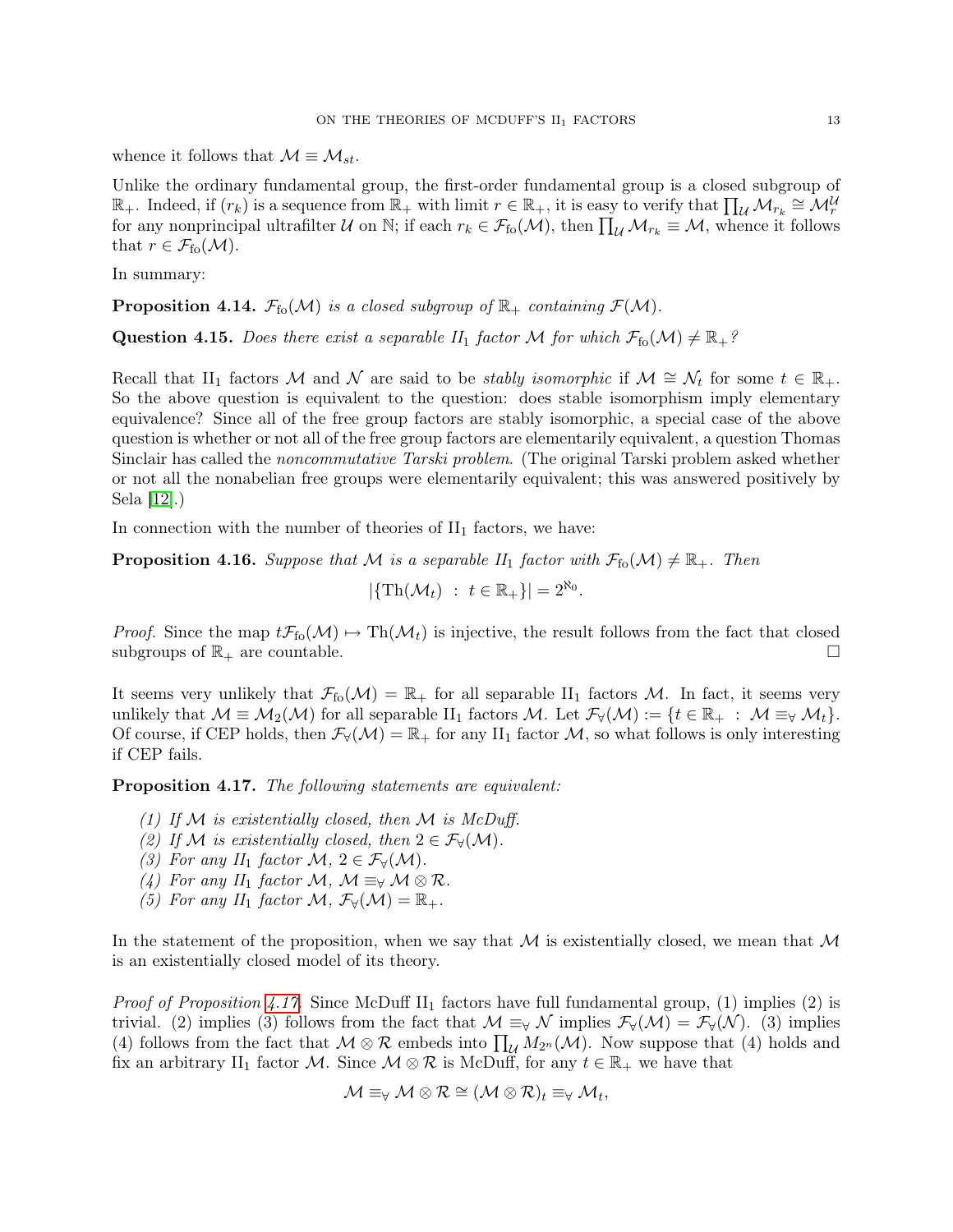whence it follows that $\mathcal{M} \equiv \mathcal{M}_{st}$.

Unlike the ordinary fundamental group, the first-order fundamental group is a closed subgroup of $\mathbb{R}_+$. Indeed, if $(r_k)$ is a sequence from $\mathbb{R}_+$ with limit $r \in \mathbb{R}_+$, it is easy to verify that $\prod_{\mathcal{U}} \mathcal{M}_{r_k} \cong \mathcal{M}_r^{\mathcal{U}}$ for any nonprincipal ultrafilter $\mathcal{U}$ on $\mathbb{N}$; if each $r_k \in \mathcal{F}_{\text{fo}}(\mathcal{M})$, then $\prod_{\mathcal{U}} \mathcal{M}_{r_k} \equiv \mathcal{M}$, whence it follows that $r \in \mathcal{F}_{\text{fo}}(\mathcal{M})$.

In summary:

**Proposition 4.14.** *$\mathcal{F}_{\text{fo}}(\mathcal{M})$ is a closed subgroup of $\mathbb{R}_+$ containing $\mathcal{F}(\mathcal{M})$.*

**Question 4.15.** *Does there exist a separable II$_1$ factor $\mathcal{M}$ for which $\mathcal{F}_{\text{fo}}(\mathcal{M}) \neq \mathbb{R}_+$?*

Recall that II$_1$ factors $\mathcal{M}$ and $\mathcal{N}$ are said to be *stably isomorphic* if $\mathcal{M} \cong \mathcal{N}_t$ for some $t \in \mathbb{R}_+$. So the above question is equivalent to the question: does stable isomorphism imply elementary equivalence? Since all of the free group factors are stably isomorphic, a special case of the above question is whether or not all of the free group factors are elementarily equivalent, a question Thomas Sinclair has called the *noncommutative Tarski problem*. (The original Tarski problem asked whether or not all the nonabelian free groups were elementarily equivalent; this was answered positively by Sela [12].)

In connection with the number of theories of II$_1$ factors, we have:

**Proposition 4.16.** *Suppose that $\mathcal{M}$ is a separable II$_1$ factor with $\mathcal{F}_{\text{fo}}(\mathcal{M}) \neq \mathbb{R}_+$. Then*

$$|\{\text{Th}(\mathcal{M}_t) \ : \ t \in \mathbb{R}_+\}| = 2^{\aleph_0}.$$

*Proof.* Since the map $t\mathcal{F}_{\text{fo}}(\mathcal{M}) \mapsto \text{Th}(\mathcal{M}_t)$ is injective, the result follows from the fact that closed subgroups of $\mathbb{R}_+$ are countable. □

It seems very unlikely that $\mathcal{F}_{\text{fo}}(\mathcal{M}) = \mathbb{R}_+$ for all separable II$_1$ factors $\mathcal{M}$. In fact, it seems very unlikely that $\mathcal{M} \equiv \mathcal{M}_2(\mathcal{M})$ for all separable II$_1$ factors $\mathcal{M}$. Let $\mathcal{F}_\forall(\mathcal{M}) := \{t \in \mathbb{R}_+ \ : \ \mathcal{M} \equiv_\forall \mathcal{M}_t\}$. Of course, if CEP holds, then $\mathcal{F}_\forall(\mathcal{M}) = \mathbb{R}_+$ for any II$_1$ factor $\mathcal{M}$, so what follows is only interesting if CEP fails.

**Proposition 4.17.** *The following statements are equivalent:*

1. *If $\mathcal{M}$ is existentially closed, then $\mathcal{M}$ is McDuff.*
2. *If $\mathcal{M}$ is existentially closed, then $2 \in \mathcal{F}_\forall(\mathcal{M})$.*
3. *For any II$_1$ factor $\mathcal{M}$, $2 \in \mathcal{F}_\forall(\mathcal{M})$.*
4. *For any II$_1$ factor $\mathcal{M}$, $\mathcal{M} \equiv_\forall \mathcal{M} \otimes \mathcal{R}$.*
5. *For any II$_1$ factor $\mathcal{M}$, $\mathcal{F}_\forall(\mathcal{M}) = \mathbb{R}_+$.*

In the statement of the proposition, when we say that $\mathcal{M}$ is existentially closed, we mean that $\mathcal{M}$ is an existentially closed model of its theory.

*Proof of Proposition 4.17.* Since McDuff II$_1$ factors have full fundamental group, (1) implies (2) is trivial. (2) implies (3) follows from the fact that $\mathcal{M} \equiv_\forall \mathcal{N}$ implies $\mathcal{F}_\forall(\mathcal{M}) = \mathcal{F}_\forall(\mathcal{N})$. (3) implies (4) follows from the fact that $\mathcal{M} \otimes \mathcal{R}$ embeds into $\prod_{\mathcal{U}} M_{2^n}(\mathcal{M})$. Now suppose that (4) holds and fix an arbitrary II$_1$ factor $\mathcal{M}$. Since $\mathcal{M} \otimes \mathcal{R}$ is McDuff, for any $t \in \mathbb{R}_+$ we have that

$$\mathcal{M} \equiv_\forall \mathcal{M} \otimes \mathcal{R} \cong (\mathcal{M} \otimes \mathcal{R})_t \equiv_\forall \mathcal{M}_t,$$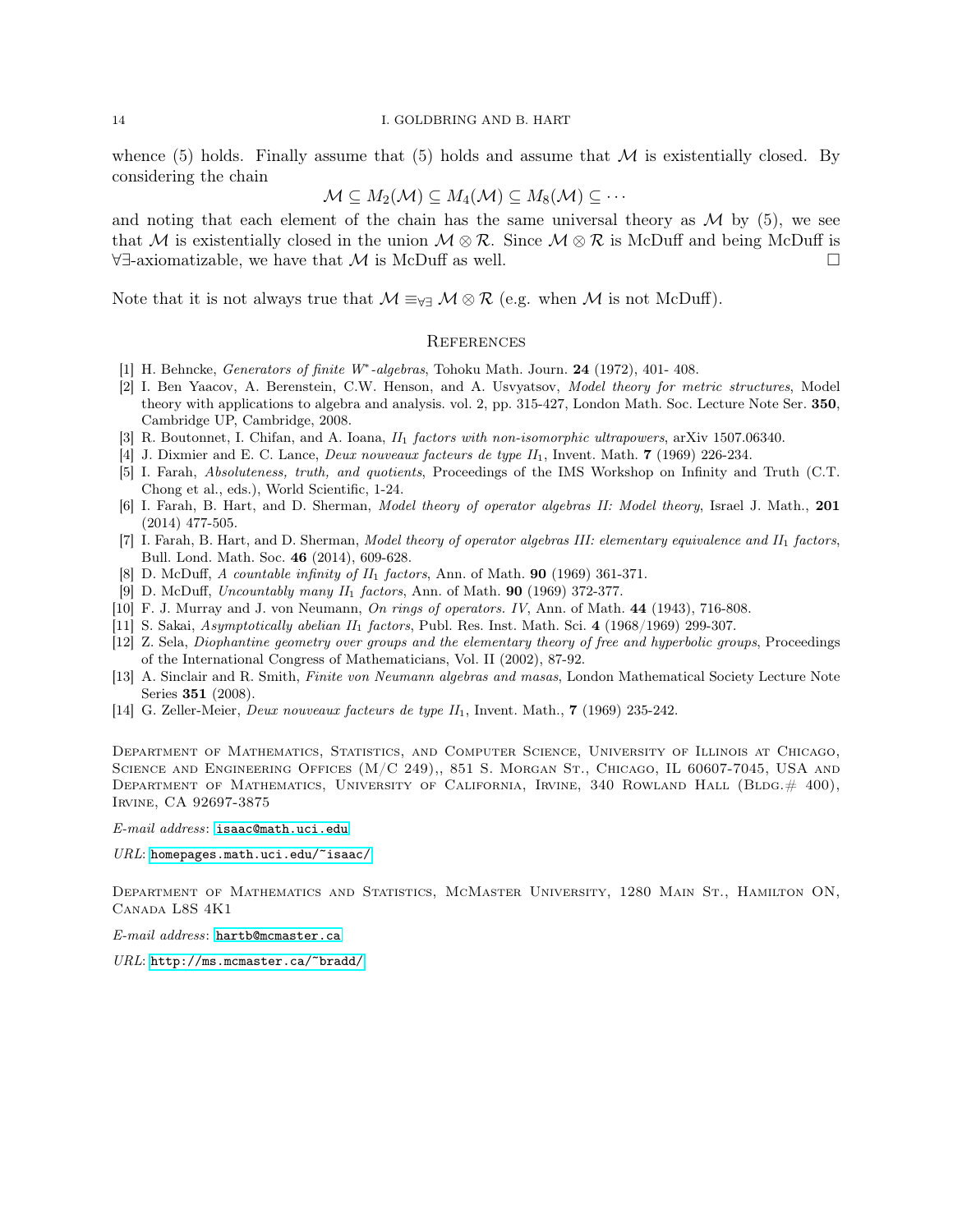whence (5) holds. Finally assume that (5) holds and assume that $\mathcal{M}$ is existentially closed. By considering the chain

$$\mathcal{M} \subseteq M_2(\mathcal{M}) \subseteq M_4(\mathcal{M}) \subseteq M_8(\mathcal{M}) \subseteq \cdots$$

and noting that each element of the chain has the same universal theory as $\mathcal{M}$ by (5), we see that $\mathcal{M}$ is existentially closed in the union $\mathcal{M} \otimes \mathcal{R}$. Since $\mathcal{M} \otimes \mathcal{R}$ is McDuff and being McDuff is $\forall\exists$-axiomatizable, we have that $\mathcal{M}$ is McDuff as well. □

Note that it is not always true that $\mathcal{M} \equiv_{\forall\exists} \mathcal{M} \otimes \mathcal{R}$ (e.g. when $\mathcal{M}$ is not McDuff).

## References

[1] H. Behncke, *Generators of finite W\*-algebras*, Tohoku Math. Journ. **24** (1972), 401- 408.

[2] I. Ben Yaacov, A. Berenstein, C.W. Henson, and A. Usvyatsov, *Model theory for metric structures*, Model theory with applications to algebra and analysis. vol. 2, pp. 315-427, London Math. Soc. Lecture Note Ser. **350**, Cambridge UP, Cambridge, 2008.

[3] R. Boutonnet, I. Chifan, and A. Ioana, *$II_1$ factors with non-isomorphic ultrapowers*, arXiv 1507.06340.

[4] J. Dixmier and E. C. Lance, *Deux nouveaux facteurs de type $II_1$*, Invent. Math. **7** (1969) 226-234.

[5] I. Farah, *Absoluteness, truth, and quotients*, Proceedings of the IMS Workshop on Infinity and Truth (C.T. Chong et al., eds.), World Scientific, 1-24.

[6] I. Farah, B. Hart, and D. Sherman, *Model theory of operator algebras II: Model theory*, Israel J. Math., **201** (2014) 477-505.

[7] I. Farah, B. Hart, and D. Sherman, *Model theory of operator algebras III: elementary equivalence and $II_1$ factors*, Bull. Lond. Math. Soc. **46** (2014), 609-628.

[8] D. McDuff, *A countable infinity of $II_1$ factors*, Ann. of Math. **90** (1969) 361-371.

[9] D. McDuff, *Uncountably many $II_1$ factors*, Ann. of Math. **90** (1969) 372-377.

[10] F. J. Murray and J. von Neumann, *On rings of operators. IV*, Ann. of Math. **44** (1943), 716-808.

[11] S. Sakai, *Asymptotically abelian $II_1$ factors*, Publ. Res. Inst. Math. Sci. **4** (1968/1969) 299-307.

[12] Z. Sela, *Diophantine geometry over groups and the elementary theory of free and hyperbolic groups*, Proceedings of the International Congress of Mathematicians, Vol. II (2002), 87-92.

[13] A. Sinclair and R. Smith, *Finite von Neumann algebras and masas*, London Mathematical Society Lecture Note Series **351** (2008).

[14] G. Zeller-Meier, *Deux nouveaux facteurs de type $II_1$*, Invent. Math., **7** (1969) 235-242.

Department of Mathematics, Statistics, and Computer Science, University of Illinois at Chicago, Science and Engineering Offices (M/C 249),, 851 S. Morgan St., Chicago, IL 60607-7045, USA and Department of Mathematics, University of California, Irvine, 340 Rowland Hall (Bldg.# 400), Irvine, CA 92697-3875

*E-mail address*: isaac@math.uci.edu

*URL*: homepages.math.uci.edu/~isaac/

Department of Mathematics and Statistics, McMaster University, 1280 Main St., Hamilton ON, Canada L8S 4K1

*E-mail address*: hartb@mcmaster.ca

*URL*: http://ms.mcmaster.ca/~bradd/